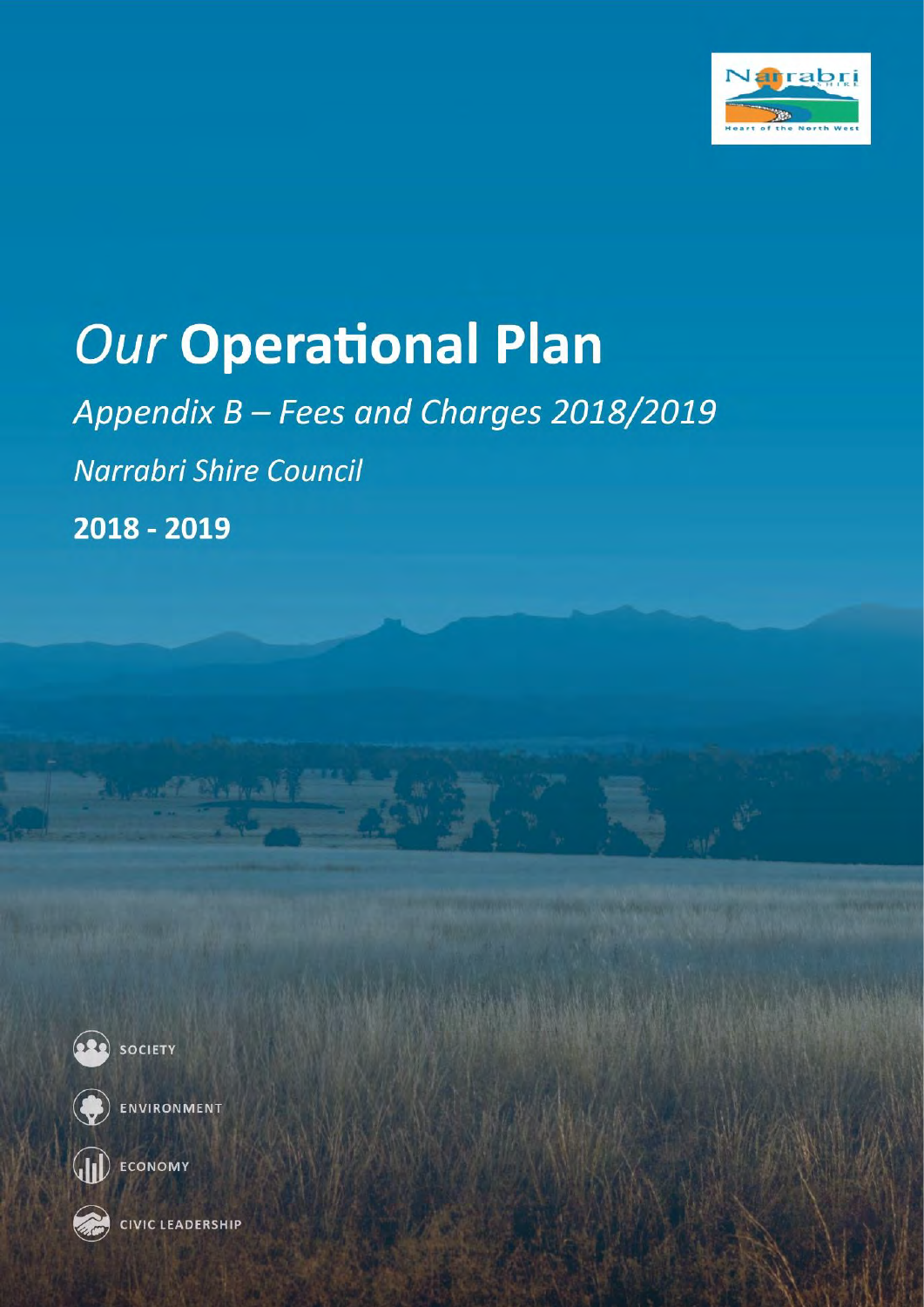# *Our* **Operational Plan**

*Appendix B – Fees and Charges 2018/2019*

*Narrabri Shire Council*

**2018 - 2019**

SOCIETY

ENVIRONMENT

ECONOMY

CIVIC LEADERSHIP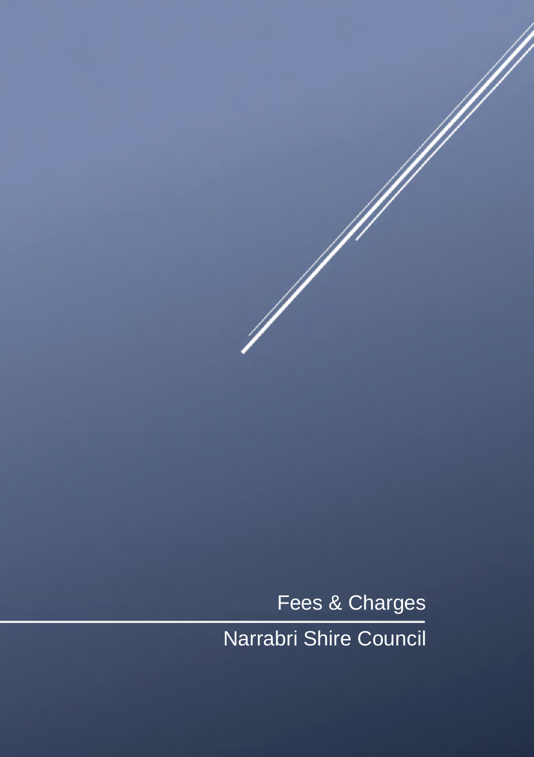Fees & Charges

Narrabri Shire Council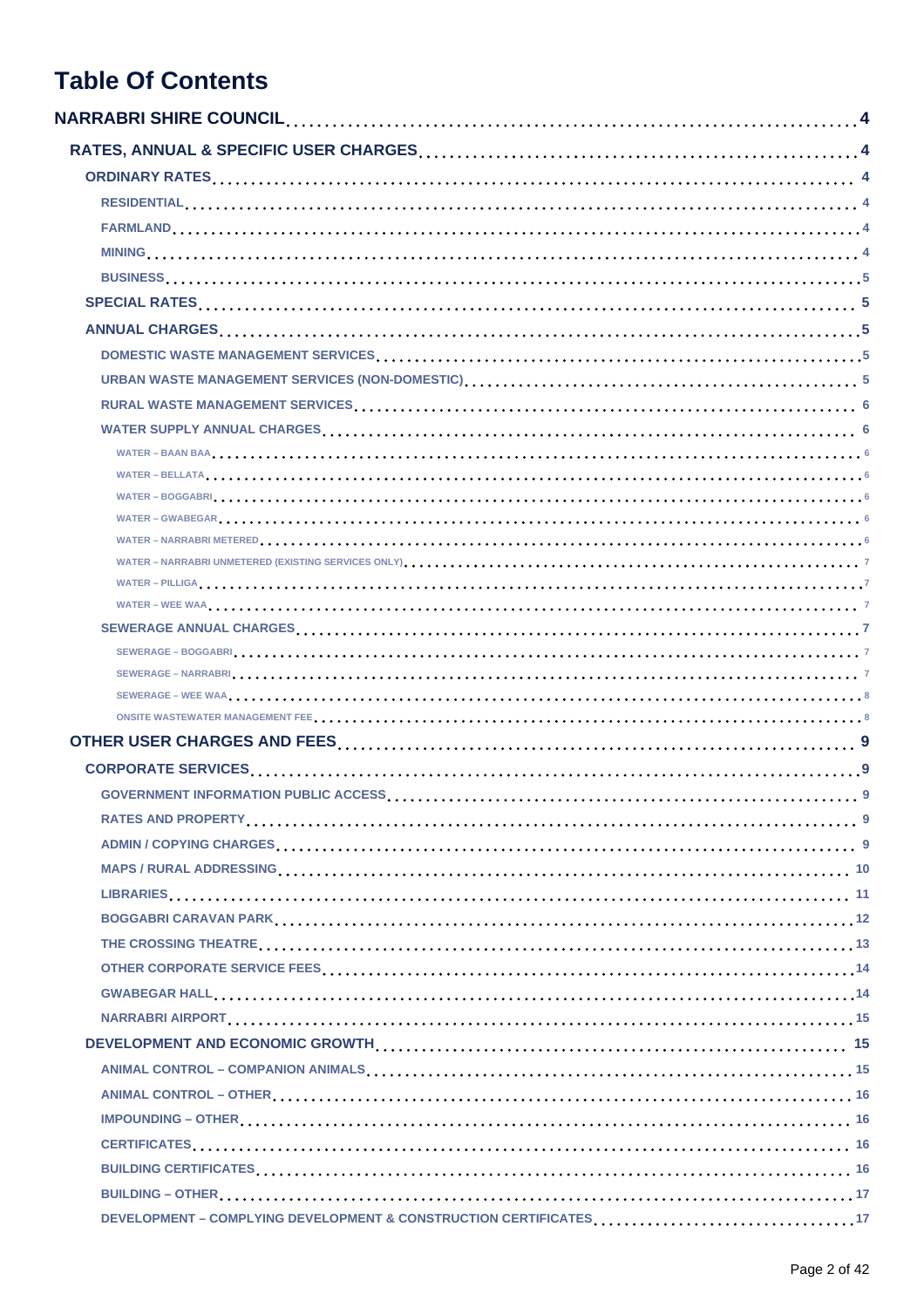# Table Of Contents

- NARRABRI SHIRE COUNCIL ..... 4
  - RATES, ANNUAL & SPECIFIC USER CHARGES ..... 4
    - ORDINARY RATES ..... 4
      - RESIDENTIAL ..... 4
      - FARMLAND ..... 4
      - MINING ..... 4
      - BUSINESS ..... 5
    - SPECIAL RATES ..... 5
    - ANNUAL CHARGES ..... 5
      - DOMESTIC WASTE MANAGEMENT SERVICES ..... 5
      - URBAN WASTE MANAGEMENT SERVICES (NON-DOMESTIC) ..... 5
      - RURAL WASTE MANAGEMENT SERVICES ..... 6
      - WATER SUPPLY ANNUAL CHARGES ..... 6
        - WATER – BAAN BAA ..... 6
        - WATER – BELLATA ..... 6
        - WATER – BOGGABRI ..... 6
        - WATER – GWABEGAR ..... 6
        - WATER – NARRABRI METERED ..... 6
        - WATER – NARRABRI UNMETERED (EXISTING SERVICES ONLY) ..... 7
        - WATER – PILLIGA ..... 7
        - WATER – WEE WAA ..... 7
      - SEWERAGE ANNUAL CHARGES ..... 7
        - SEWERAGE – BOGGABRI ..... 7
        - SEWERAGE – NARRABRI ..... 7
        - SEWERAGE – WEE WAA ..... 8
        - ONSITE WASTEWATER MANAGEMENT FEE ..... 8
  - OTHER USER CHARGES AND FEES ..... 9
    - CORPORATE SERVICES ..... 9
      - GOVERNMENT INFORMATION PUBLIC ACCESS ..... 9
      - RATES AND PROPERTY ..... 9
      - ADMIN / COPYING CHARGES ..... 9
      - MAPS / RURAL ADDRESSING ..... 10
      - LIBRARIES ..... 11
      - BOGGABRI CARAVAN PARK ..... 12
      - THE CROSSING THEATRE ..... 13
      - OTHER CORPORATE SERVICE FEES ..... 14
      - GWABEGAR HALL ..... 14
      - NARRABRI AIRPORT ..... 15
    - DEVELOPMENT AND ECONOMIC GROWTH ..... 15
      - ANIMAL CONTROL – COMPANION ANIMALS ..... 15
      - ANIMAL CONTROL – OTHER ..... 16
      - IMPOUNDING – OTHER ..... 16
      - CERTIFICATES ..... 16
      - BUILDING CERTIFICATES ..... 16
      - BUILDING – OTHER ..... 17
      - DEVELOPMENT – COMPLYING DEVELOPMENT & CONSTRUCTION CERTIFICATES ..... 17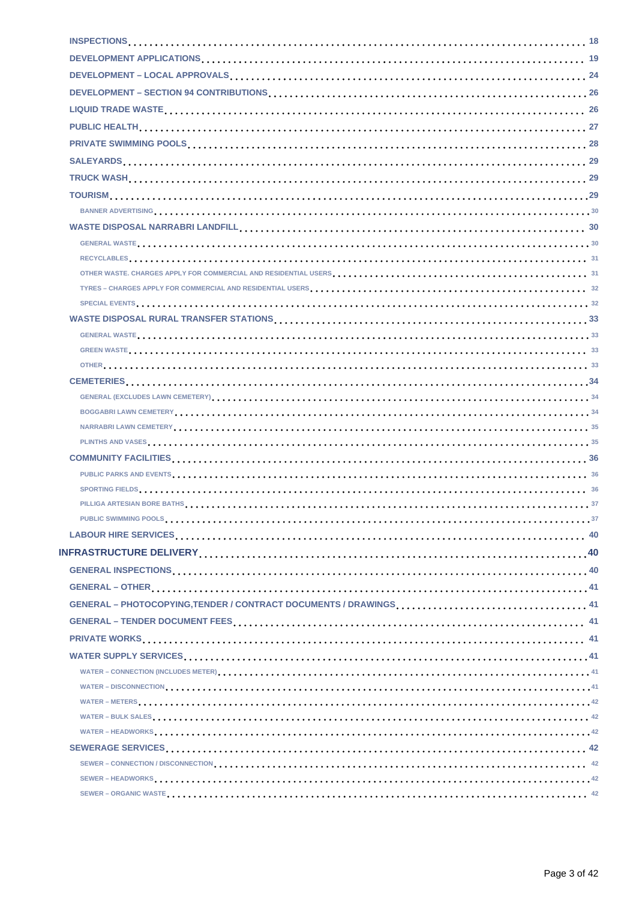- INSPECTIONS ........ 18
- DEVELOPMENT APPLICATIONS ........ 19
- DEVELOPMENT – LOCAL APPROVALS ........ 24
- DEVELOPMENT – SECTION 94 CONTRIBUTIONS ........ 26
- LIQUID TRADE WASTE ........ 26
- PUBLIC HEALTH ........ 27
- PRIVATE SWIMMING POOLS ........ 28
- SALEYARDS ........ 29
- TRUCK WASH ........ 29
- TOURISM ........ 29
  - BANNER ADVERTISING ........ 30
- WASTE DISPOSAL NARRABRI LANDFILL ........ 30
  - GENERAL WASTE ........ 30
  - RECYCLABLES ........ 31
  - OTHER WASTE. CHARGES APPLY FOR COMMERCIAL AND RESIDENTIAL USERS ........ 31
  - TYRES – CHARGES APPLY FOR COMMERCIAL AND RESIDENTIAL USERS ........ 32
  - SPECIAL EVENTS ........ 32
- WASTE DISPOSAL RURAL TRANSFER STATIONS ........ 33
  - GENERAL WASTE ........ 33
  - GREEN WASTE ........ 33
  - OTHER ........ 33
- CEMETERIES ........ 34
  - GENERAL (EXCLUDES LAWN CEMETERY) ........ 34
  - BOGGABRI LAWN CEMETERY ........ 34
  - NARRABRI LAWN CEMETERY ........ 35
  - PLINTHS AND VASES ........ 35
- COMMUNITY FACILITIES ........ 36
  - PUBLIC PARKS AND EVENTS ........ 36
  - SPORTING FIELDS ........ 36
  - PILLIGA ARTESIAN BORE BATHS ........ 37
  - PUBLIC SWIMMING POOLS ........ 37
- LABOUR HIRE SERVICES ........ 40

INFRASTRUCTURE DELIVERY ........ 40

- GENERAL INSPECTIONS ........ 40
- GENERAL – OTHER ........ 41
- GENERAL – PHOTOCOPYING,TENDER / CONTRACT DOCUMENTS / DRAWINGS ........ 41
- GENERAL – TENDER DOCUMENT FEES ........ 41
- PRIVATE WORKS ........ 41
- WATER SUPPLY SERVICES ........ 41
  - WATER – CONNECTION (INCLUDES METER) ........ 41
  - WATER – DISCONNECTION ........ 41
  - WATER – METERS ........ 42
  - WATER – BULK SALES ........ 42
  - WATER – HEADWORKS ........ 42
- SEWERAGE SERVICES ........ 42
  - SEWER – CONNECTION / DISCONNECTION ........ 42
  - SEWER – HEADWORKS ........ 42
  - SEWER – ORGANIC WASTE ........ 42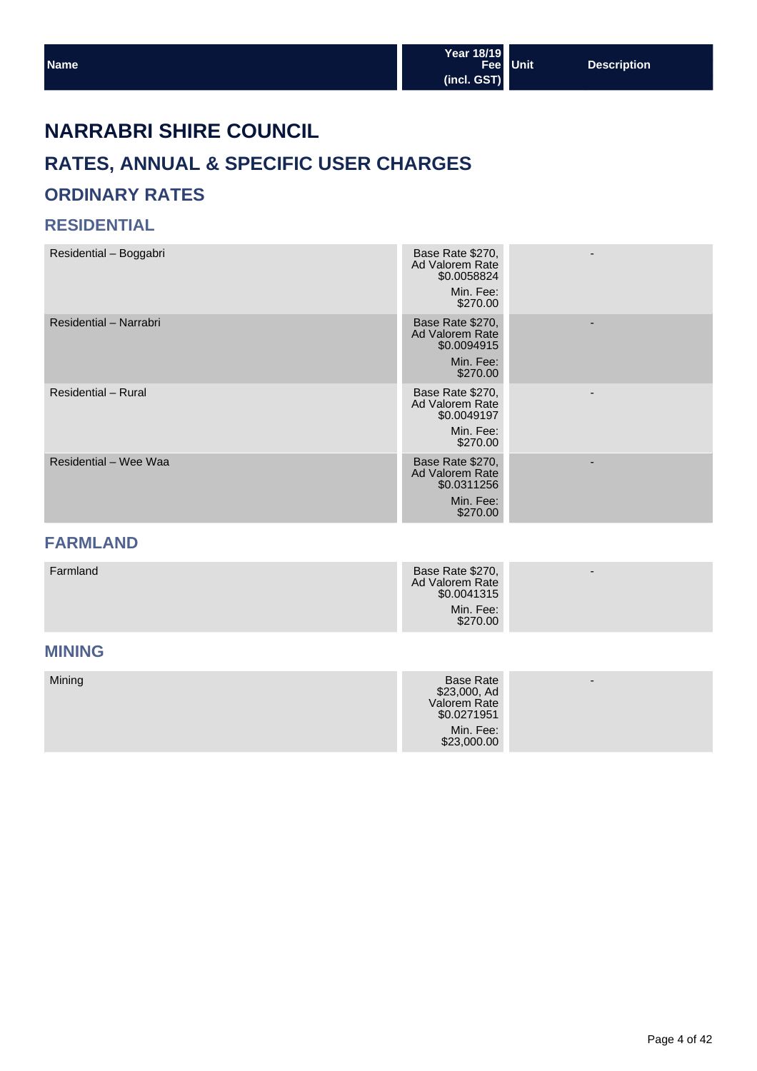| Name | Year 18/19 Fee (incl. GST) | Unit | Description |
|---|---|---|---|

# NARRABRI SHIRE COUNCIL

## RATES, ANNUAL & SPECIFIC USER CHARGES

### ORDINARY RATES

#### RESIDENTIAL

| Name | Year 18/19 Fee (incl. GST) | Unit | Description |
|---|---|---|---|
| Residential – Boggabri | Base Rate $270, Ad Valorem Rate $0.0058824<br>Min. Fee: $270.00 | - | |
| Residential – Narrabri | Base Rate $270, Ad Valorem Rate $0.0094915<br>Min. Fee: $270.00 | - | |
| Residential – Rural | Base Rate $270, Ad Valorem Rate $0.0049197<br>Min. Fee: $270.00 | - | |
| Residential – Wee Waa | Base Rate $270, Ad Valorem Rate $0.0311256<br>Min. Fee: $270.00 | - | |

#### FARMLAND

| Name | Year 18/19 Fee (incl. GST) | Unit | Description |
|---|---|---|---|
| Farmland | Base Rate $270, Ad Valorem Rate $0.0041315<br>Min. Fee: $270.00 | - | |

#### MINING

| Name | Year 18/19 Fee (incl. GST) | Unit | Description |
|---|---|---|---|
| Mining | Base Rate $23,000, Ad Valorem Rate $0.0271951<br>Min. Fee: $23,000.00 | - | |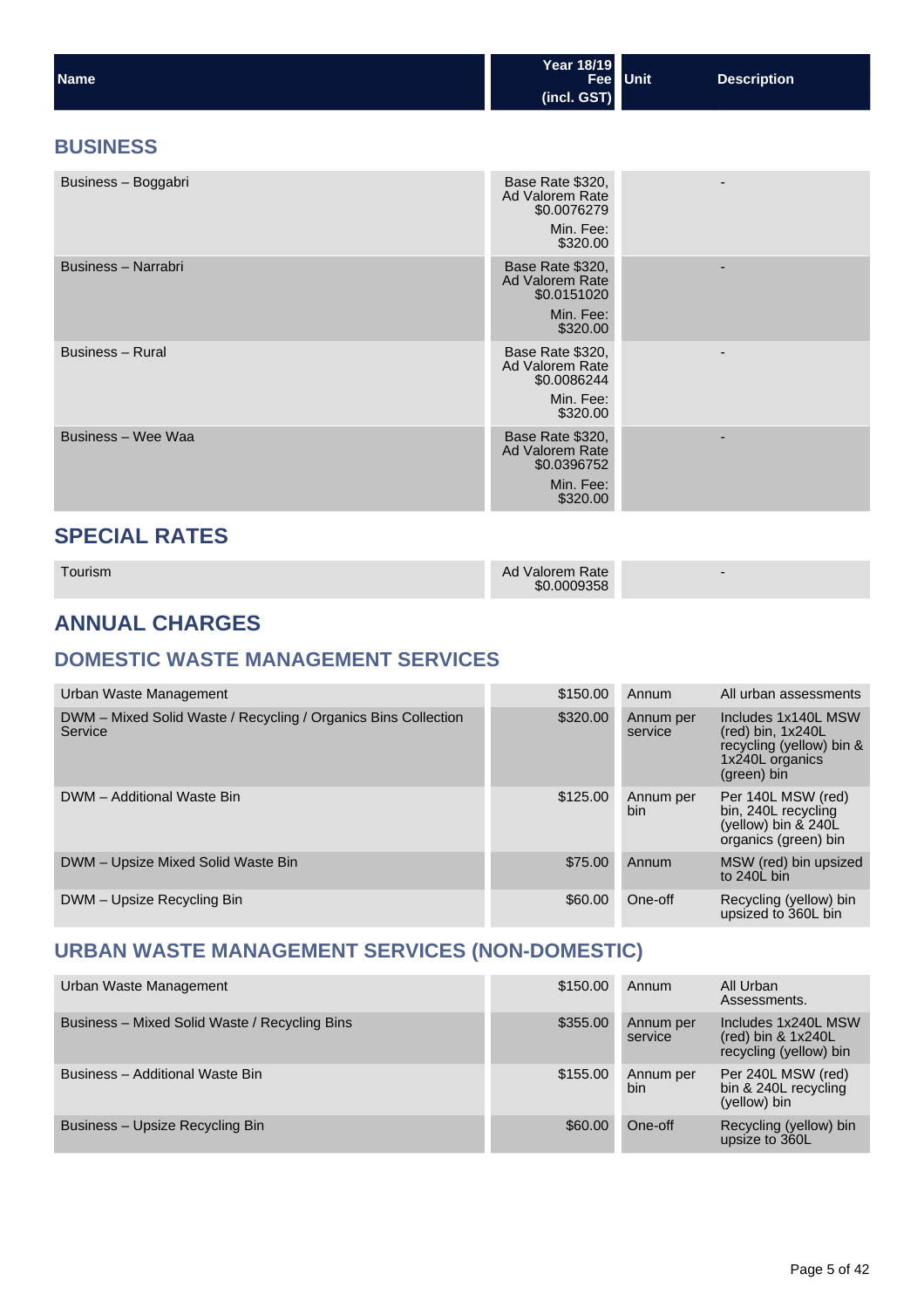| Name | Year 18/19 Fee (incl. GST) | Unit | Description |
|---|---|---|---|

## BUSINESS

| Name | Year 18/19 Fee (incl. GST) | Unit | Description |
|---|---|---|---|
| Business – Boggabri | Base Rate $320, Ad Valorem Rate $0.0076279<br>Min. Fee: $320.00 | | - |
| Business – Narrabri | Base Rate $320, Ad Valorem Rate $0.0151020<br>Min. Fee: $320.00 | | - |
| Business – Rural | Base Rate $320, Ad Valorem Rate $0.0086244<br>Min. Fee: $320.00 | | - |
| Business – Wee Waa | Base Rate $320, Ad Valorem Rate $0.0396752<br>Min. Fee: $320.00 | | - |

## SPECIAL RATES

| Name | Year 18/19 Fee (incl. GST) | Unit | Description |
|---|---|---|---|
| Tourism | Ad Valorem Rate $0.0009358 | | - |

## ANNUAL CHARGES

### DOMESTIC WASTE MANAGEMENT SERVICES

| Name | Year 18/19 Fee (incl. GST) | Unit | Description |
|---|---|---|---|
| Urban Waste Management | $150.00 | Annum | All urban assessments |
| DWM – Mixed Solid Waste / Recycling / Organics Bins Collection Service | $320.00 | Annum per service | Includes 1x140L MSW (red) bin, 1x240L recycling (yellow) bin & 1x240L organics (green) bin |
| DWM – Additional Waste Bin | $125.00 | Annum per bin | Per 140L MSW (red) bin, 240L recycling (yellow) bin & 240L organics (green) bin |
| DWM – Upsize Mixed Solid Waste Bin | $75.00 | Annum | MSW (red) bin upsized to 240L bin |
| DWM – Upsize Recycling Bin | $60.00 | One-off | Recycling (yellow) bin upsized to 360L bin |

### URBAN WASTE MANAGEMENT SERVICES (NON-DOMESTIC)

| Name | Year 18/19 Fee (incl. GST) | Unit | Description |
|---|---|---|---|
| Urban Waste Management | $150.00 | Annum | All Urban Assessments. |
| Business – Mixed Solid Waste / Recycling Bins | $355.00 | Annum per service | Includes 1x240L MSW (red) bin & 1x240L recycling (yellow) bin |
| Business – Additional Waste Bin | $155.00 | Annum per bin | Per 240L MSW (red) bin & 240L recycling (yellow) bin |
| Business – Upsize Recycling Bin | $60.00 | One-off | Recycling (yellow) bin upsize to 360L |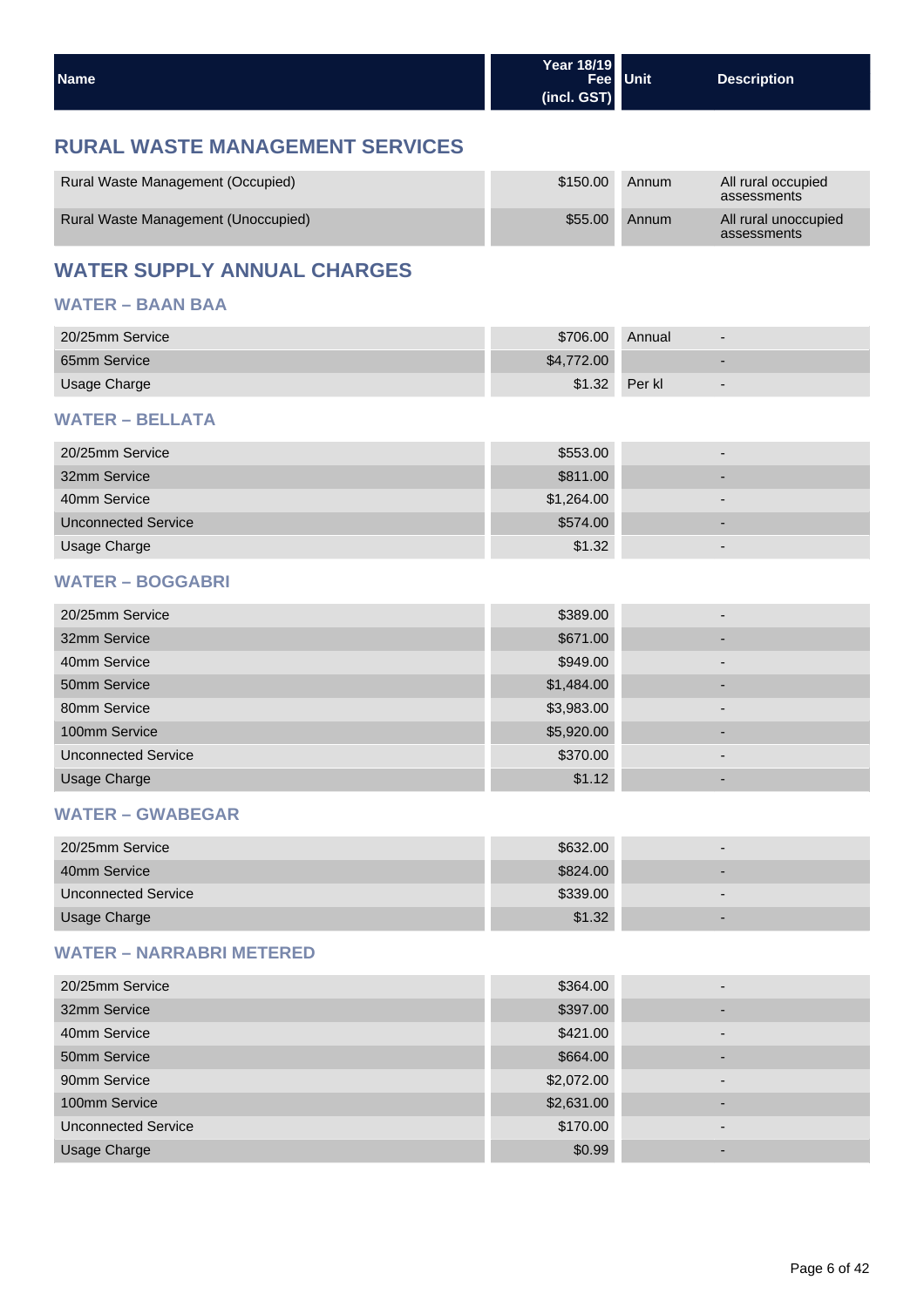| Name | Year 18/19 Fee (incl. GST) | Unit | Description |
|---|---|---|---|

## RURAL WASTE MANAGEMENT SERVICES

| Name | Year 18/19 Fee (incl. GST) | Unit | Description |
|---|---|---|---|
| Rural Waste Management (Occupied) | $150.00 | Annum | All rural occupied assessments |
| Rural Waste Management (Unoccupied) | $55.00 | Annum | All rural unoccupied assessments |

## WATER SUPPLY ANNUAL CHARGES

### WATER – BAAN BAA

| Name | Year 18/19 Fee (incl. GST) | Unit | Description |
|---|---|---|---|
| 20/25mm Service | $706.00 | Annual | - |
| 65mm Service | $4,772.00 | | - |
| Usage Charge | $1.32 | Per kl | - |

### WATER – BELLATA

| Name | Year 18/19 Fee (incl. GST) | Unit | Description |
|---|---|---|---|
| 20/25mm Service | $553.00 | | - |
| 32mm Service | $811.00 | | - |
| 40mm Service | $1,264.00 | | - |
| Unconnected Service | $574.00 | | - |
| Usage Charge | $1.32 | | - |

### WATER – BOGGABRI

| Name | Year 18/19 Fee (incl. GST) | Unit | Description |
|---|---|---|---|
| 20/25mm Service | $389.00 | | - |
| 32mm Service | $671.00 | | - |
| 40mm Service | $949.00 | | - |
| 50mm Service | $1,484.00 | | - |
| 80mm Service | $3,983.00 | | - |
| 100mm Service | $5,920.00 | | - |
| Unconnected Service | $370.00 | | - |
| Usage Charge | $1.12 | | - |

### WATER – GWABEGAR

| Name | Year 18/19 Fee (incl. GST) | Unit | Description |
|---|---|---|---|
| 20/25mm Service | $632.00 | | - |
| 40mm Service | $824.00 | | - |
| Unconnected Service | $339.00 | | - |
| Usage Charge | $1.32 | | - |

### WATER – NARRABRI METERED

| Name | Year 18/19 Fee (incl. GST) | Unit | Description |
|---|---|---|---|
| 20/25mm Service | $364.00 | | - |
| 32mm Service | $397.00 | | - |
| 40mm Service | $421.00 | | - |
| 50mm Service | $664.00 | | - |
| 90mm Service | $2,072.00 | | - |
| 100mm Service | $2,631.00 | | - |
| Unconnected Service | $170.00 | | - |
| Usage Charge | $0.99 | | - |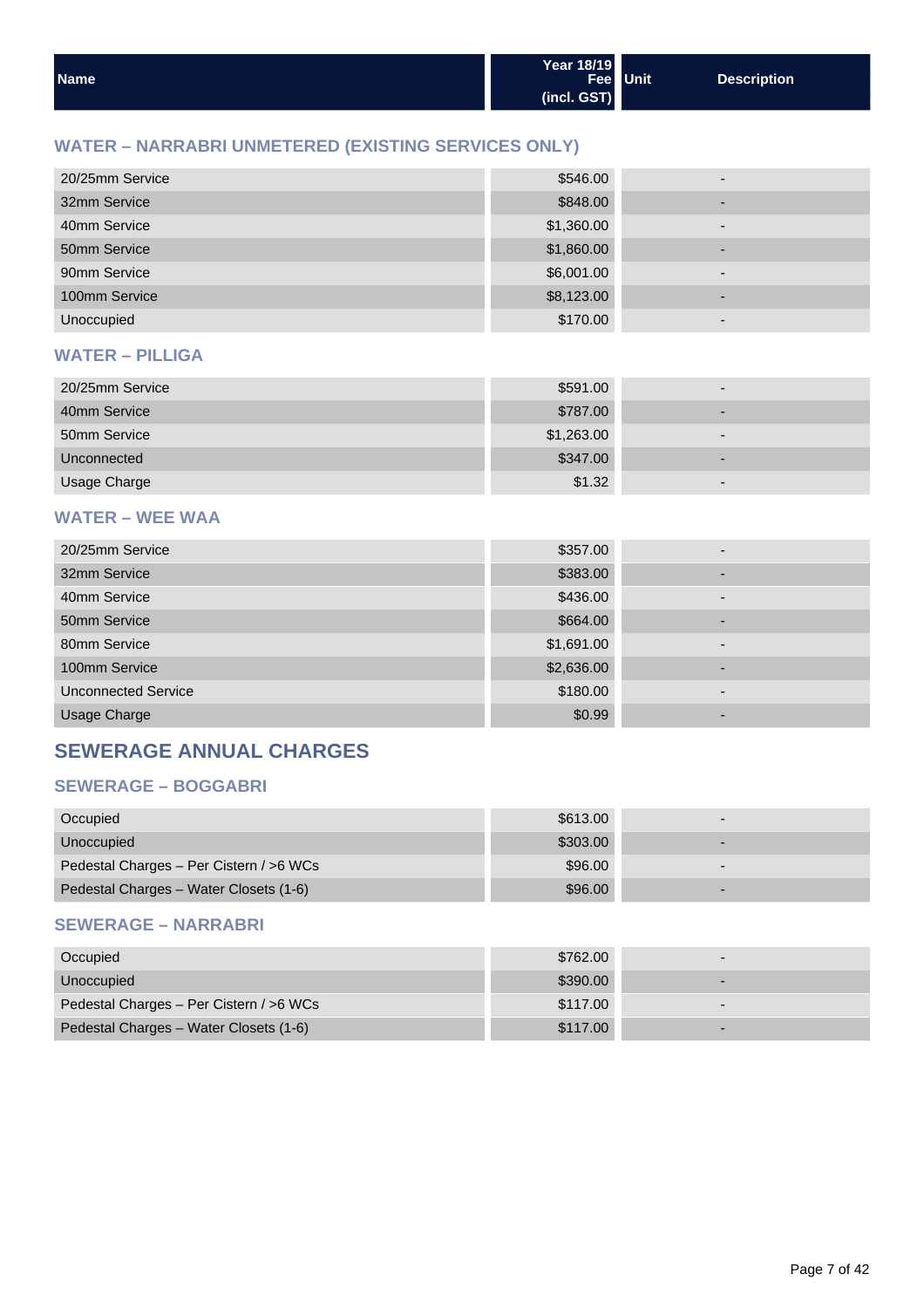| Name | Year 18/19 Fee (incl. GST) | Unit | Description |
|---|---|---|---|

### WATER – NARRABRI UNMETERED (EXISTING SERVICES ONLY)

| Name | Year 18/19 Fee (incl. GST) | Unit | Description |
|---|---|---|---|
| 20/25mm Service | $546.00 | | - |
| 32mm Service | $848.00 | | - |
| 40mm Service | $1,360.00 | | - |
| 50mm Service | $1,860.00 | | - |
| 90mm Service | $6,001.00 | | - |
| 100mm Service | $8,123.00 | | - |
| Unoccupied | $170.00 | | - |

### WATER – PILLIGA

| Name | Year 18/19 Fee (incl. GST) | Unit | Description |
|---|---|---|---|
| 20/25mm Service | $591.00 | | - |
| 40mm Service | $787.00 | | - |
| 50mm Service | $1,263.00 | | - |
| Unconnected | $347.00 | | - |
| Usage Charge | $1.32 | | - |

### WATER – WEE WAA

| Name | Year 18/19 Fee (incl. GST) | Unit | Description |
|---|---|---|---|
| 20/25mm Service | $357.00 | | - |
| 32mm Service | $383.00 | | - |
| 40mm Service | $436.00 | | - |
| 50mm Service | $664.00 | | - |
| 80mm Service | $1,691.00 | | - |
| 100mm Service | $2,636.00 | | - |
| Unconnected Service | $180.00 | | - |
| Usage Charge | $0.99 | | - |

## SEWERAGE ANNUAL CHARGES

### SEWERAGE – BOGGABRI

| Name | Year 18/19 Fee (incl. GST) | Unit | Description |
|---|---|---|---|
| Occupied | $613.00 | | - |
| Unoccupied | $303.00 | | - |
| Pedestal Charges – Per Cistern / >6 WCs | $96.00 | | - |
| Pedestal Charges – Water Closets (1-6) | $96.00 | | - |

### SEWERAGE – NARRABRI

| Name | Year 18/19 Fee (incl. GST) | Unit | Description |
|---|---|---|---|
| Occupied | $762.00 | | - |
| Unoccupied | $390.00 | | - |
| Pedestal Charges – Per Cistern / >6 WCs | $117.00 | | - |
| Pedestal Charges – Water Closets (1-6) | $117.00 | | - |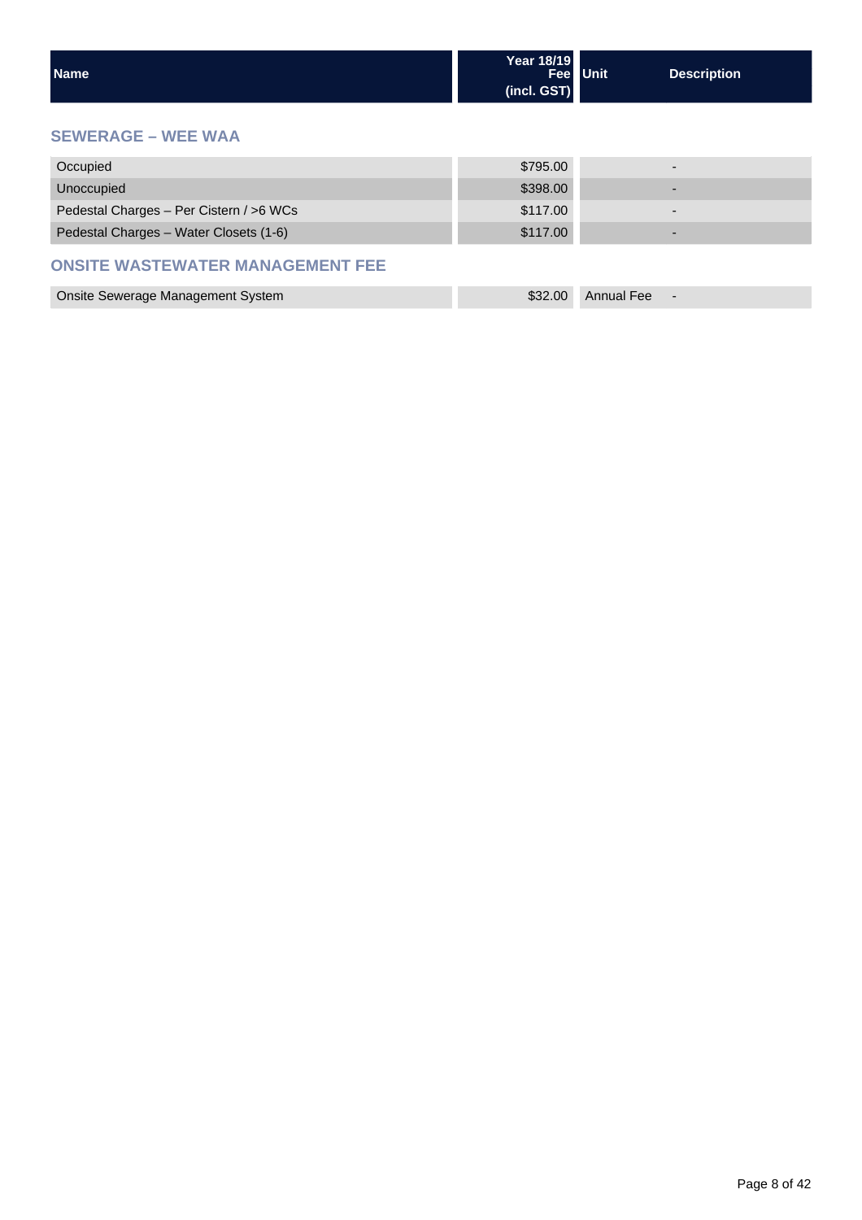| Name | Year 18/19 Fee (incl. GST) | Unit | Description |
|---|---|---|---|

## SEWERAGE – WEE WAA

| Name | Year 18/19 Fee (incl. GST) | Unit | Description |
|---|---|---|---|
| Occupied | $795.00 | | - |
| Unoccupied | $398.00 | | - |
| Pedestal Charges – Per Cistern / >6 WCs | $117.00 | | - |
| Pedestal Charges – Water Closets (1-6) | $117.00 | | - |

## ONSITE WASTEWATER MANAGEMENT FEE

| Name | Year 18/19 Fee (incl. GST) | Unit | Description |
|---|---|---|---|
| Onsite Sewerage Management System | $32.00 | Annual Fee | - |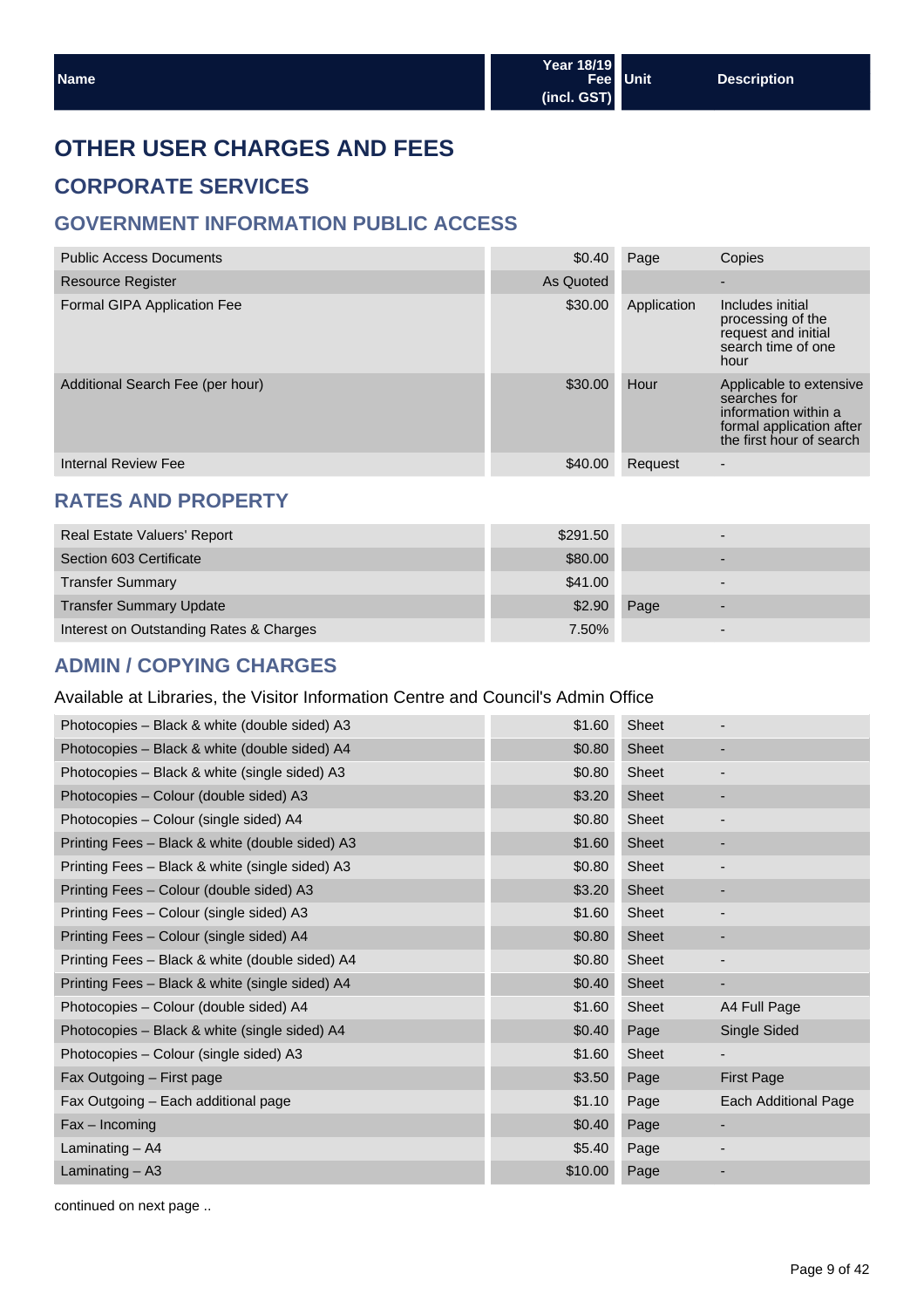| Name | Year 18/19 Fee (incl. GST) | Unit | Description |
|---|---|---|---|

# OTHER USER CHARGES AND FEES

## CORPORATE SERVICES

### GOVERNMENT INFORMATION PUBLIC ACCESS

| Name | Year 18/19 Fee (incl. GST) | Unit | Description |
|---|---|---|---|
| Public Access Documents | $0.40 | Page | Copies |
| Resource Register | As Quoted | | - |
| Formal GIPA Application Fee | $30.00 | Application | Includes initial processing of the request and initial search time of one hour |
| Additional Search Fee (per hour) | $30.00 | Hour | Applicable to extensive searches for information within a formal application after the first hour of search |
| Internal Review Fee | $40.00 | Request | - |

### RATES AND PROPERTY

| Name | Year 18/19 Fee (incl. GST) | Unit | Description |
|---|---|---|---|
| Real Estate Valuers' Report | $291.50 | | - |
| Section 603 Certificate | $80.00 | | - |
| Transfer Summary | $41.00 | | - |
| Transfer Summary Update | $2.90 | Page | - |
| Interest on Outstanding Rates & Charges | 7.50% | | - |

### ADMIN / COPYING CHARGES

Available at Libraries, the Visitor Information Centre and Council's Admin Office

| Name | Year 18/19 Fee (incl. GST) | Unit | Description |
|---|---|---|---|
| Photocopies – Black & white (double sided) A3 | $1.60 | Sheet | - |
| Photocopies – Black & white (double sided) A4 | $0.80 | Sheet | - |
| Photocopies – Black & white (single sided) A3 | $0.80 | Sheet | - |
| Photocopies – Colour (double sided) A3 | $3.20 | Sheet | - |
| Photocopies – Colour (single sided) A4 | $0.80 | Sheet | - |
| Printing Fees – Black & white (double sided) A3 | $1.60 | Sheet | - |
| Printing Fees – Black & white (single sided) A3 | $0.80 | Sheet | - |
| Printing Fees – Colour (double sided) A3 | $3.20 | Sheet | - |
| Printing Fees – Colour (single sided) A3 | $1.60 | Sheet | - |
| Printing Fees – Colour (single sided) A4 | $0.80 | Sheet | - |
| Printing Fees – Black & white (double sided) A4 | $0.80 | Sheet | - |
| Printing Fees – Black & white (single sided) A4 | $0.40 | Sheet | - |
| Photocopies – Colour (double sided) A4 | $1.60 | Sheet | A4 Full Page |
| Photocopies – Black & white (single sided) A4 | $0.40 | Page | Single Sided |
| Photocopies – Colour (single sided) A3 | $1.60 | Sheet | - |
| Fax Outgoing – First page | $3.50 | Page | First Page |
| Fax Outgoing – Each additional page | $1.10 | Page | Each Additional Page |
| Fax – Incoming | $0.40 | Page | - |
| Laminating – A4 | $5.40 | Page | - |
| Laminating – A3 | $10.00 | Page | - |

continued on next page ..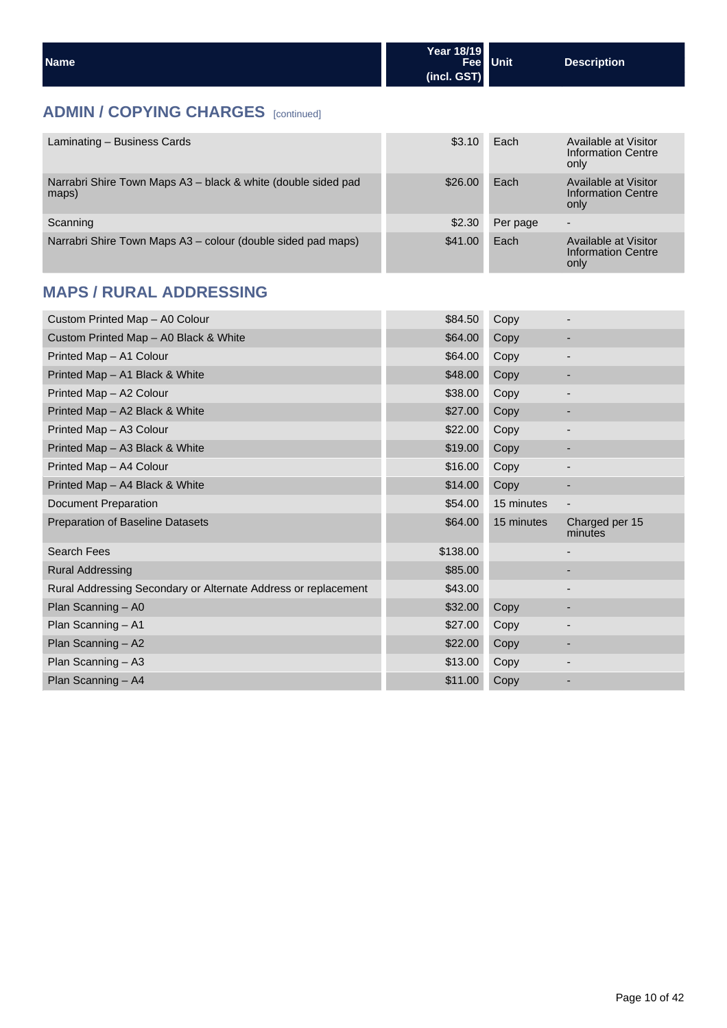| Name | Year 18/19 Fee (incl. GST) | Unit | Description |
|---|---|---|---|

## ADMIN / COPYING CHARGES [continued]

| Name | Year 18/19 Fee (incl. GST) | Unit | Description |
|---|---|---|---|
| Laminating – Business Cards | $3.10 | Each | Available at Visitor Information Centre only |
| Narrabri Shire Town Maps A3 – black & white (double sided pad maps) | $26.00 | Each | Available at Visitor Information Centre only |
| Scanning | $2.30 | Per page | - |
| Narrabri Shire Town Maps A3 – colour (double sided pad maps) | $41.00 | Each | Available at Visitor Information Centre only |

## MAPS / RURAL ADDRESSING

| Name | Year 18/19 Fee (incl. GST) | Unit | Description |
|---|---|---|---|
| Custom Printed Map – A0 Colour | $84.50 | Copy | - |
| Custom Printed Map – A0 Black & White | $64.00 | Copy | - |
| Printed Map – A1 Colour | $64.00 | Copy | - |
| Printed Map – A1 Black & White | $48.00 | Copy | - |
| Printed Map – A2 Colour | $38.00 | Copy | - |
| Printed Map – A2 Black & White | $27.00 | Copy | - |
| Printed Map – A3 Colour | $22.00 | Copy | - |
| Printed Map – A3 Black & White | $19.00 | Copy | - |
| Printed Map – A4 Colour | $16.00 | Copy | - |
| Printed Map – A4 Black & White | $14.00 | Copy | - |
| Document Preparation | $54.00 | 15 minutes | - |
| Preparation of Baseline Datasets | $64.00 | 15 minutes | Charged per 15 minutes |
| Search Fees | $138.00 | | - |
| Rural Addressing | $85.00 | | - |
| Rural Addressing Secondary or Alternate Address or replacement | $43.00 | | - |
| Plan Scanning – A0 | $32.00 | Copy | - |
| Plan Scanning – A1 | $27.00 | Copy | - |
| Plan Scanning – A2 | $22.00 | Copy | - |
| Plan Scanning – A3 | $13.00 | Copy | - |
| Plan Scanning – A4 | $11.00 | Copy | - |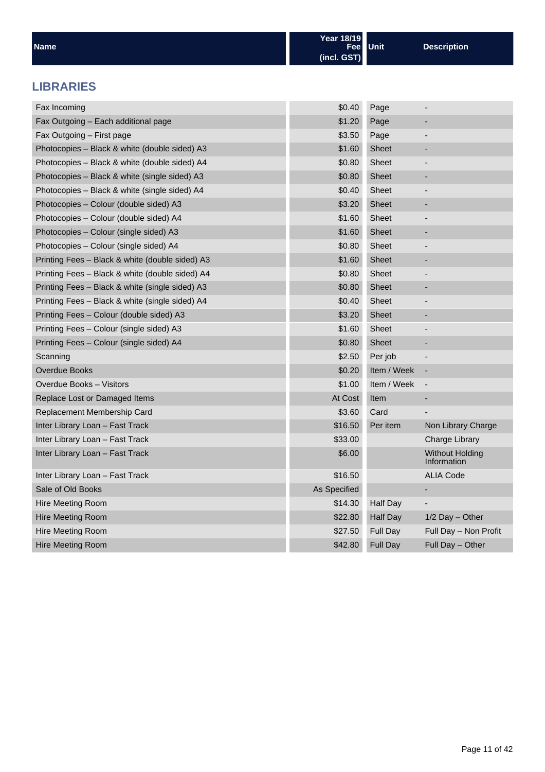| Name | Year 18/19 Fee (incl. GST) | Unit | Description |
|---|---|---|---|

## LIBRARIES

| Name | Year 18/19 Fee (incl. GST) | Unit | Description |
|---|---|---|---|
| Fax Incoming | $0.40 | Page | - |
| Fax Outgoing – Each additional page | $1.20 | Page | - |
| Fax Outgoing – First page | $3.50 | Page | - |
| Photocopies – Black & white (double sided) A3 | $1.60 | Sheet | - |
| Photocopies – Black & white (double sided) A4 | $0.80 | Sheet | - |
| Photocopies – Black & white (single sided) A3 | $0.80 | Sheet | - |
| Photocopies – Black & white (single sided) A4 | $0.40 | Sheet | - |
| Photocopies – Colour (double sided) A3 | $3.20 | Sheet | - |
| Photocopies – Colour (double sided) A4 | $1.60 | Sheet | - |
| Photocopies – Colour (single sided) A3 | $1.60 | Sheet | - |
| Photocopies – Colour (single sided) A4 | $0.80 | Sheet | - |
| Printing Fees – Black & white (double sided) A3 | $1.60 | Sheet | - |
| Printing Fees – Black & white (double sided) A4 | $0.80 | Sheet | - |
| Printing Fees – Black & white (single sided) A3 | $0.80 | Sheet | - |
| Printing Fees – Black & white (single sided) A4 | $0.40 | Sheet | - |
| Printing Fees – Colour (double sided) A3 | $3.20 | Sheet | - |
| Printing Fees – Colour (single sided) A3 | $1.60 | Sheet | - |
| Printing Fees – Colour (single sided) A4 | $0.80 | Sheet | - |
| Scanning | $2.50 | Per job | - |
| Overdue Books | $0.20 | Item / Week | - |
| Overdue Books – Visitors | $1.00 | Item / Week | - |
| Replace Lost or Damaged Items | At Cost | Item | - |
| Replacement Membership Card | $3.60 | Card | - |
| Inter Library Loan – Fast Track | $16.50 | Per item | Non Library Charge |
| Inter Library Loan – Fast Track | $33.00 | | Charge Library |
| Inter Library Loan – Fast Track | $6.00 | | Without Holding Information |
| Inter Library Loan – Fast Track | $16.50 | | ALIA Code |
| Sale of Old Books | As Specified | | - |
| Hire Meeting Room | $14.30 | Half Day | - |
| Hire Meeting Room | $22.80 | Half Day | 1/2 Day – Other |
| Hire Meeting Room | $27.50 | Full Day | Full Day – Non Profit |
| Hire Meeting Room | $42.80 | Full Day | Full Day – Other |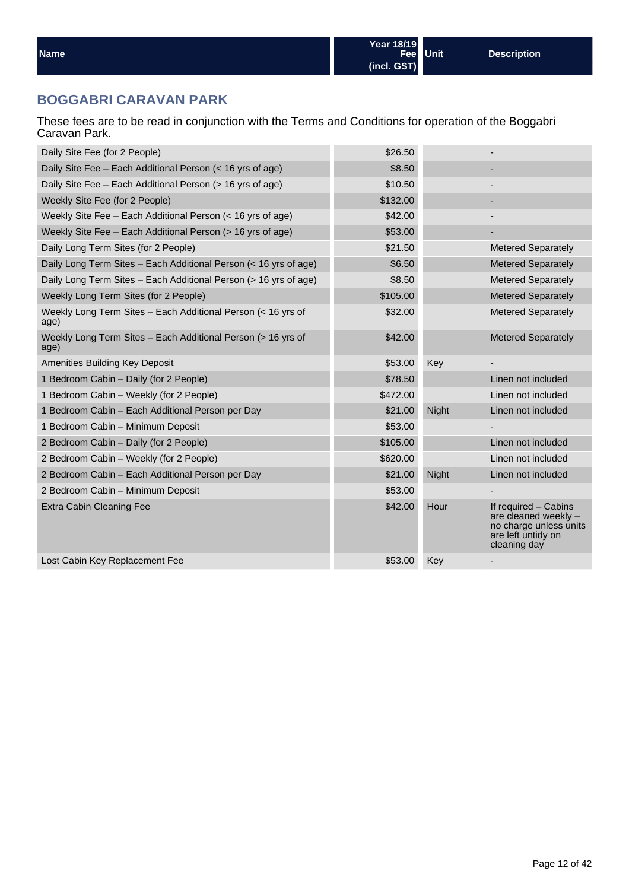| Name | Year 18/19 Fee (incl. GST) | Unit | Description |
|---|---|---|---|

## BOGGABRI CARAVAN PARK

These fees are to be read in conjunction with the Terms and Conditions for operation of the Boggabri Caravan Park.

| Name | Year 18/19 Fee (incl. GST) | Unit | Description |
|---|---|---|---|
| Daily Site Fee (for 2 People) | $26.50 | | - |
| Daily Site Fee – Each Additional Person (< 16 yrs of age) | $8.50 | | - |
| Daily Site Fee – Each Additional Person (> 16 yrs of age) | $10.50 | | - |
| Weekly Site Fee (for 2 People) | $132.00 | | - |
| Weekly Site Fee – Each Additional Person (< 16 yrs of age) | $42.00 | | - |
| Weekly Site Fee – Each Additional Person (> 16 yrs of age) | $53.00 | | - |
| Daily Long Term Sites (for 2 People) | $21.50 | | Metered Separately |
| Daily Long Term Sites – Each Additional Person (< 16 yrs of age) | $6.50 | | Metered Separately |
| Daily Long Term Sites – Each Additional Person (> 16 yrs of age) | $8.50 | | Metered Separately |
| Weekly Long Term Sites (for 2 People) | $105.00 | | Metered Separately |
| Weekly Long Term Sites – Each Additional Person (< 16 yrs of age) | $32.00 | | Metered Separately |
| Weekly Long Term Sites – Each Additional Person (> 16 yrs of age) | $42.00 | | Metered Separately |
| Amenities Building Key Deposit | $53.00 | Key | - |
| 1 Bedroom Cabin – Daily (for 2 People) | $78.50 | | Linen not included |
| 1 Bedroom Cabin – Weekly (for 2 People) | $472.00 | | Linen not included |
| 1 Bedroom Cabin – Each Additional Person per Day | $21.00 | Night | Linen not included |
| 1 Bedroom Cabin – Minimum Deposit | $53.00 | | - |
| 2 Bedroom Cabin – Daily (for 2 People) | $105.00 | | Linen not included |
| 2 Bedroom Cabin – Weekly (for 2 People) | $620.00 | | Linen not included |
| 2 Bedroom Cabin – Each Additional Person per Day | $21.00 | Night | Linen not included |
| 2 Bedroom Cabin – Minimum Deposit | $53.00 | | - |
| Extra Cabin Cleaning Fee | $42.00 | Hour | If required – Cabins are cleaned weekly – no charge unless units are left untidy on cleaning day |
| Lost Cabin Key Replacement Fee | $53.00 | Key | - |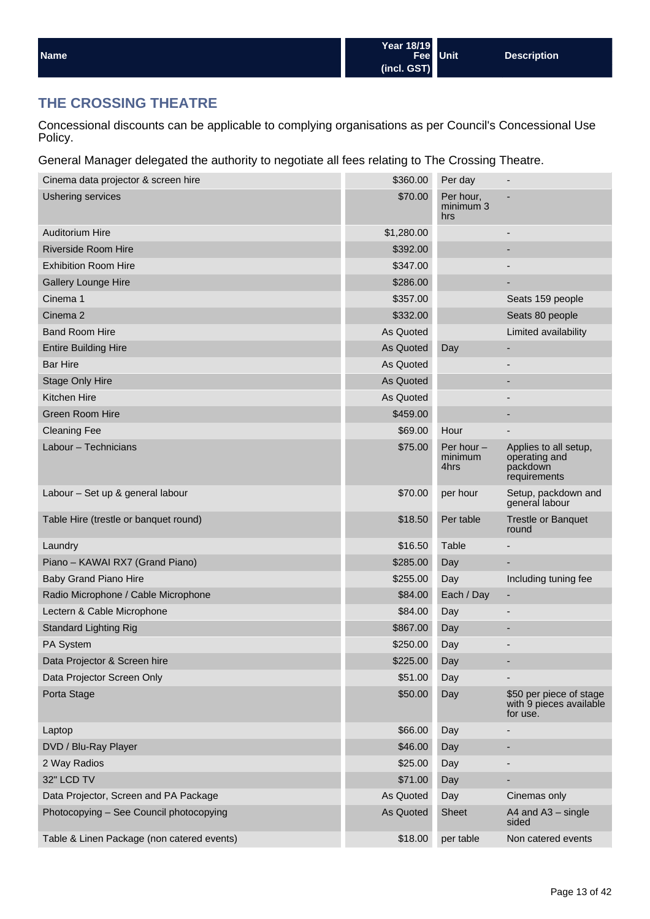## THE CROSSING THEATRE

Concessional discounts can be applicable to complying organisations as per Council's Concessional Use Policy.

General Manager delegated the authority to negotiate all fees relating to The Crossing Theatre.

| Name | Year 18/19 Fee (incl. GST) | Unit | Description |
|---|---|---|---|
| Cinema data projector & screen hire | $360.00 | Per day | - |
| Ushering services | $70.00 | Per hour, minimum 3 hrs | - |
| Auditorium Hire | $1,280.00 | | - |
| Riverside Room Hire | $392.00 | | - |
| Exhibition Room Hire | $347.00 | | - |
| Gallery Lounge Hire | $286.00 | | - |
| Cinema 1 | $357.00 | | Seats 159 people |
| Cinema 2 | $332.00 | | Seats 80 people |
| Band Room Hire | As Quoted | | Limited availability |
| Entire Building Hire | As Quoted | Day | - |
| Bar Hire | As Quoted | | - |
| Stage Only Hire | As Quoted | | - |
| Kitchen Hire | As Quoted | | - |
| Green Room Hire | $459.00 | | - |
| Cleaning Fee | $69.00 | Hour | - |
| Labour – Technicians | $75.00 | Per hour – minimum 4hrs | Applies to all setup, operating and packdown requirements |
| Labour – Set up & general labour | $70.00 | per hour | Setup, packdown and general labour |
| Table Hire (trestle or banquet round) | $18.50 | Per table | Trestle or Banquet round |
| Laundry | $16.50 | Table | - |
| Piano – KAWAI RX7 (Grand Piano) | $285.00 | Day | - |
| Baby Grand Piano Hire | $255.00 | Day | Including tuning fee |
| Radio Microphone / Cable Microphone | $84.00 | Each / Day | - |
| Lectern & Cable Microphone | $84.00 | Day | - |
| Standard Lighting Rig | $867.00 | Day | - |
| PA System | $250.00 | Day | - |
| Data Projector & Screen hire | $225.00 | Day | - |
| Data Projector Screen Only | $51.00 | Day | - |
| Porta Stage | $50.00 | Day | $50 per piece of stage with 9 pieces available for use. |
| Laptop | $66.00 | Day | - |
| DVD / Blu-Ray Player | $46.00 | Day | - |
| 2 Way Radios | $25.00 | Day | - |
| 32" LCD TV | $71.00 | Day | - |
| Data Projector, Screen and PA Package | As Quoted | Day | Cinemas only |
| Photocopying – See Council photocopying | As Quoted | Sheet | A4 and A3 – single sided |
| Table & Linen Package (non catered events) | $18.00 | per table | Non catered events |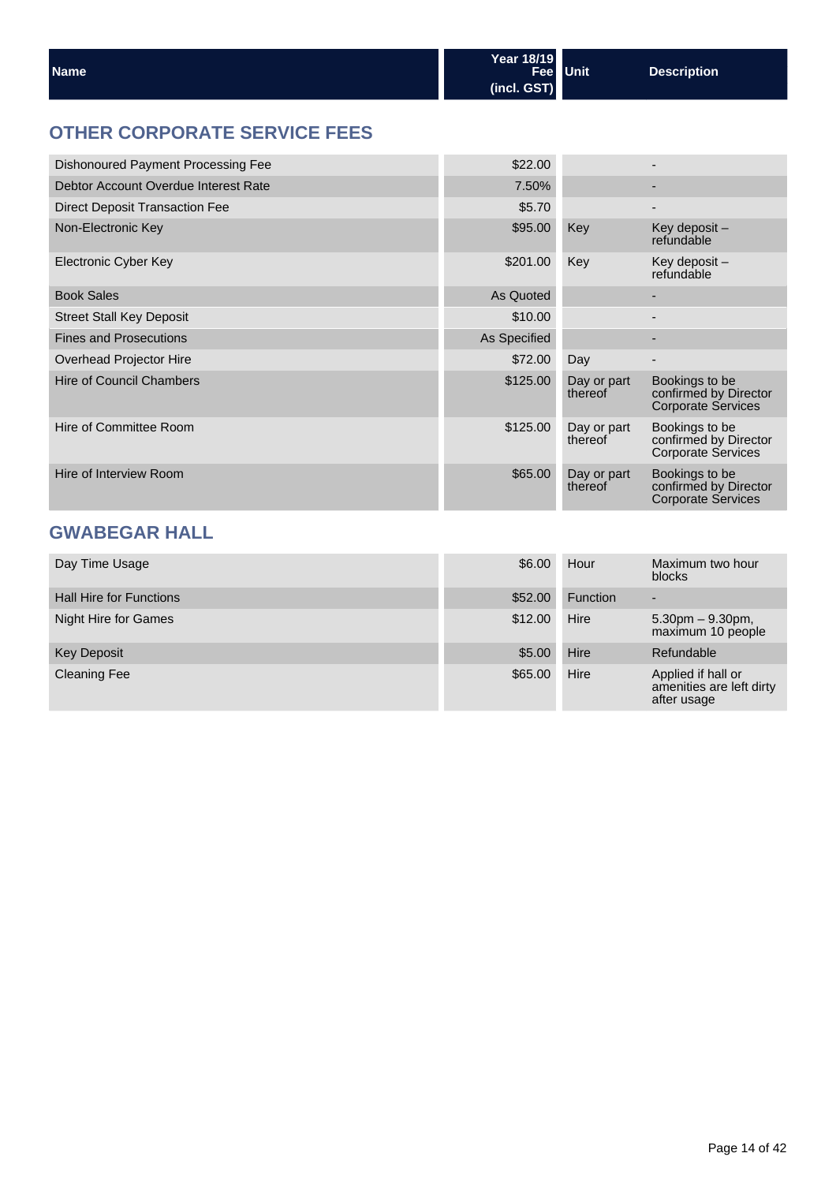| Name | Year 18/19 Fee (incl. GST) | Unit | Description |
|---|---|---|---|

## OTHER CORPORATE SERVICE FEES

| Name | Year 18/19 Fee (incl. GST) | Unit | Description |
|---|---|---|---|
| Dishonoured Payment Processing Fee | $22.00 | | - |
| Debtor Account Overdue Interest Rate | 7.50% | | - |
| Direct Deposit Transaction Fee | $5.70 | | - |
| Non-Electronic Key | $95.00 | Key | Key deposit – refundable |
| Electronic Cyber Key | $201.00 | Key | Key deposit – refundable |
| Book Sales | As Quoted | | - |
| Street Stall Key Deposit | $10.00 | | - |
| Fines and Prosecutions | As Specified | | - |
| Overhead Projector Hire | $72.00 | Day | - |
| Hire of Council Chambers | $125.00 | Day or part thereof | Bookings to be confirmed by Director Corporate Services |
| Hire of Committee Room | $125.00 | Day or part thereof | Bookings to be confirmed by Director Corporate Services |
| Hire of Interview Room | $65.00 | Day or part thereof | Bookings to be confirmed by Director Corporate Services |

## GWABEGAR HALL

| Name | Year 18/19 Fee (incl. GST) | Unit | Description |
|---|---|---|---|
| Day Time Usage | $6.00 | Hour | Maximum two hour blocks |
| Hall Hire for Functions | $52.00 | Function | - |
| Night Hire for Games | $12.00 | Hire | 5.30pm – 9.30pm, maximum 10 people |
| Key Deposit | $5.00 | Hire | Refundable |
| Cleaning Fee | $65.00 | Hire | Applied if hall or amenities are left dirty after usage |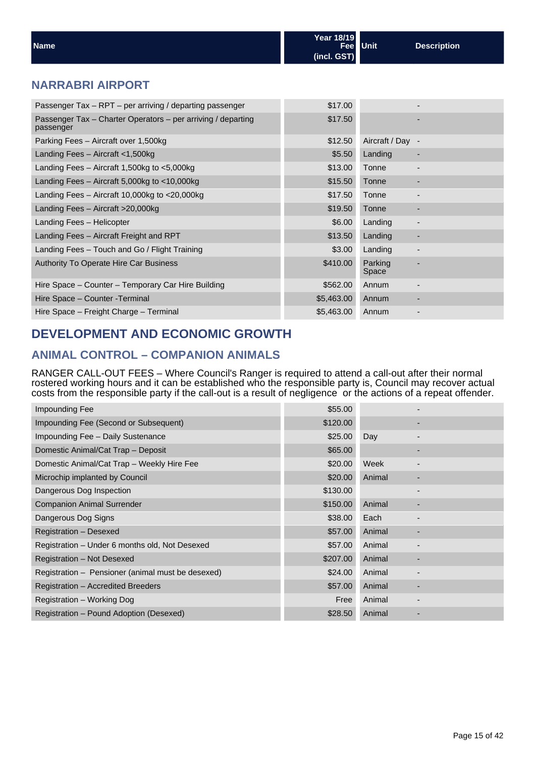| Name | Year 18/19 Fee (incl. GST) | Unit | Description |
|---|---|---|---|

## NARRABRI AIRPORT

| Name | Year 18/19 Fee (incl. GST) | Unit | Description |
|---|---|---|---|
| Passenger Tax – RPT – per arriving / departing passenger | $17.00 | | - |
| Passenger Tax – Charter Operators – per arriving / departing passenger | $17.50 | | - |
| Parking Fees – Aircraft over 1,500kg | $12.50 | Aircraft / Day | - |
| Landing Fees – Aircraft <1,500kg | $5.50 | Landing | - |
| Landing Fees – Aircraft 1,500kg to <5,000kg | $13.00 | Tonne | - |
| Landing Fees – Aircraft 5,000kg to <10,000kg | $15.50 | Tonne | - |
| Landing Fees – Aircraft 10,000kg to <20,000kg | $17.50 | Tonne | - |
| Landing Fees – Aircraft >20,000kg | $19.50 | Tonne | - |
| Landing Fees – Helicopter | $6.00 | Landing | - |
| Landing Fees – Aircraft Freight and RPT | $13.50 | Landing | - |
| Landing Fees – Touch and Go / Flight Training | $3.00 | Landing | - |
| Authority To Operate Hire Car Business | $410.00 | Parking Space | - |
| Hire Space – Counter – Temporary Car Hire Building | $562.00 | Annum | - |
| Hire Space – Counter -Terminal | $5,463.00 | Annum | - |
| Hire Space – Freight Charge – Terminal | $5,463.00 | Annum | - |

# DEVELOPMENT AND ECONOMIC GROWTH

## ANIMAL CONTROL – COMPANION ANIMALS

RANGER CALL-OUT FEES – Where Council's Ranger is required to attend a call-out after their normal rostered working hours and it can be established who the responsible party is, Council may recover actual costs from the responsible party if the call-out is a result of negligence or the actions of a repeat offender.

| Name | Year 18/19 Fee (incl. GST) | Unit | Description |
|---|---|---|---|
| Impounding Fee | $55.00 | | - |
| Impounding Fee (Second or Subsequent) | $120.00 | | - |
| Impounding Fee – Daily Sustenance | $25.00 | Day | - |
| Domestic Animal/Cat Trap – Deposit | $65.00 | | - |
| Domestic Animal/Cat Trap – Weekly Hire Fee | $20.00 | Week | - |
| Microchip implanted by Council | $20.00 | Animal | - |
| Dangerous Dog Inspection | $130.00 | | - |
| Companion Animal Surrender | $150.00 | Animal | - |
| Dangerous Dog Signs | $38.00 | Each | - |
| Registration – Desexed | $57.00 | Animal | - |
| Registration – Under 6 months old, Not Desexed | $57.00 | Animal | - |
| Registration – Not Desexed | $207.00 | Animal | - |
| Registration – Pensioner (animal must be desexed) | $24.00 | Animal | - |
| Registration – Accredited Breeders | $57.00 | Animal | - |
| Registration – Working Dog | Free | Animal | - |
| Registration – Pound Adoption (Desexed) | $28.50 | Animal | - |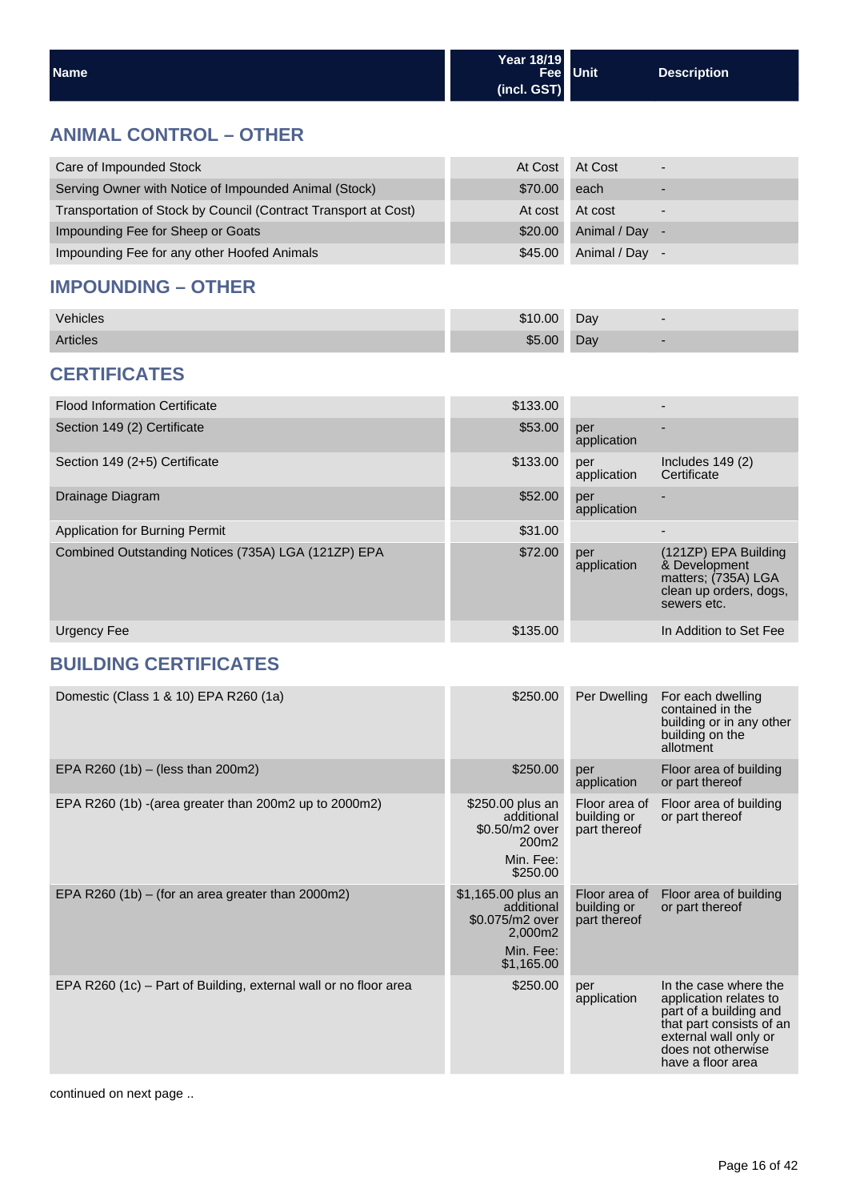| Name | Year 18/19 Fee (incl. GST) | Unit | Description |
|---|---|---|---|

## ANIMAL CONTROL – OTHER

| Name | Year 18/19 Fee (incl. GST) | Unit | Description |
|---|---|---|---|
| Care of Impounded Stock | At Cost | At Cost | - |
| Serving Owner with Notice of Impounded Animal (Stock) | $70.00 | each | - |
| Transportation of Stock by Council (Contract Transport at Cost) | At cost | At cost | - |
| Impounding Fee for Sheep or Goats | $20.00 | Animal / Day | - |
| Impounding Fee for any other Hoofed Animals | $45.00 | Animal / Day | - |

## IMPOUNDING – OTHER

| Name | Year 18/19 Fee (incl. GST) | Unit | Description |
|---|---|---|---|
| Vehicles | $10.00 | Day | - |
| Articles | $5.00 | Day | - |

## CERTIFICATES

| Name | Year 18/19 Fee (incl. GST) | Unit | Description |
|---|---|---|---|
| Flood Information Certificate | $133.00 | | - |
| Section 149 (2) Certificate | $53.00 | per application | - |
| Section 149 (2+5) Certificate | $133.00 | per application | Includes 149 (2) Certificate |
| Drainage Diagram | $52.00 | per application | - |
| Application for Burning Permit | $31.00 | | - |
| Combined Outstanding Notices (735A) LGA (121ZP) EPA | $72.00 | per application | (121ZP) EPA Building & Development matters; (735A) LGA clean up orders, dogs, sewers etc. |
| Urgency Fee | $135.00 | | In Addition to Set Fee |

## BUILDING CERTIFICATES

| Name | Year 18/19 Fee (incl. GST) | Unit | Description |
|---|---|---|---|
| Domestic (Class 1 & 10) EPA R260 (1a) | $250.00 | Per Dwelling | For each dwelling contained in the building or in any other building on the allotment |
| EPA R260 (1b) – (less than 200m2) | $250.00 | per application | Floor area of building or part thereof |
| EPA R260 (1b) -(area greater than 200m2 up to 2000m2) | $250.00 plus an additional $0.50/m2 over 200m2<br>Min. Fee: $250.00 | Floor area of building or part thereof | Floor area of building or part thereof |
| EPA R260 (1b) – (for an area greater than 2000m2) | $1,165.00 plus an additional $0.075/m2 over 2,000m2<br>Min. Fee: $1,165.00 | Floor area of building or part thereof | Floor area of building or part thereof |
| EPA R260 (1c) – Part of Building, external wall or no floor area | $250.00 | per application | In the case where the application relates to part of a building and that part consists of an external wall only or does not otherwise have a floor area |

continued on next page ..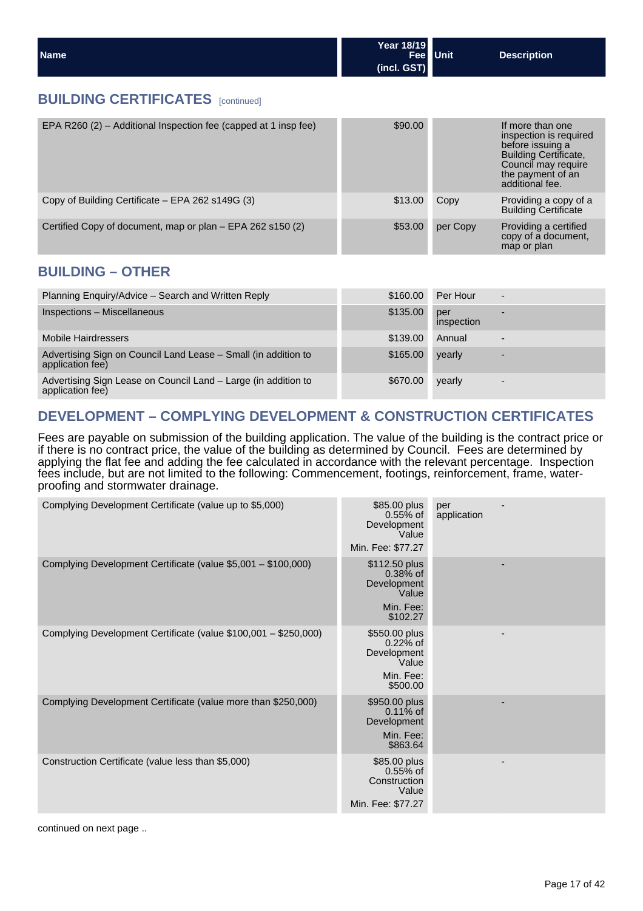| Name | Year 18/19 Fee (incl. GST) | Unit | Description |
| --- | --- | --- | --- |

## BUILDING CERTIFICATES [continued]

| Name | Year 18/19 Fee (incl. GST) | Unit | Description |
| --- | --- | --- | --- |
| EPA R260 (2) – Additional Inspection fee (capped at 1 insp fee) | $90.00 | | If more than one inspection is required before issuing a Building Certificate, Council may require the payment of an additional fee. |
| Copy of Building Certificate – EPA 262 s149G (3) | $13.00 | Copy | Providing a copy of a Building Certificate |
| Certified Copy of document, map or plan – EPA 262 s150 (2) | $53.00 | per Copy | Providing a certified copy of a document, map or plan |

## BUILDING – OTHER

| Name | Year 18/19 Fee (incl. GST) | Unit | Description |
| --- | --- | --- | --- |
| Planning Enquiry/Advice – Search and Written Reply | $160.00 | Per Hour | - |
| Inspections – Miscellaneous | $135.00 | per inspection | - |
| Mobile Hairdressers | $139.00 | Annual | - |
| Advertising Sign on Council Land Lease – Small (in addition to application fee) | $165.00 | yearly | - |
| Advertising Sign Lease on Council Land – Large (in addition to application fee) | $670.00 | yearly | - |

## DEVELOPMENT – COMPLYING DEVELOPMENT & CONSTRUCTION CERTIFICATES

Fees are payable on submission of the building application. The value of the building is the contract price or if there is no contract price, the value of the building as determined by Council. Fees are determined by applying the flat fee and adding the fee calculated in accordance with the relevant percentage. Inspection fees include, but are not limited to the following: Commencement, footings, reinforcement, frame, water-proofing and stormwater drainage.

| Name | Year 18/19 Fee (incl. GST) | Unit | Description |
| --- | --- | --- | --- |
| Complying Development Certificate (value up to $5,000) | $85.00 plus 0.55% of Development Value<br>Min. Fee: $77.27 | per application | - |
| Complying Development Certificate (value $5,001 – $100,000) | $112.50 plus 0.38% of Development Value<br>Min. Fee: $102.27 | | - |
| Complying Development Certificate (value $100,001 – $250,000) | $550.00 plus 0.22% of Development Value<br>Min. Fee: $500.00 | | - |
| Complying Development Certificate (value more than $250,000) | $950.00 plus 0.11% of Development<br>Min. Fee: $863.64 | | - |
| Construction Certificate (value less than $5,000) | $85.00 plus 0.55% of Construction Value<br>Min. Fee: $77.27 | | - |

continued on next page ..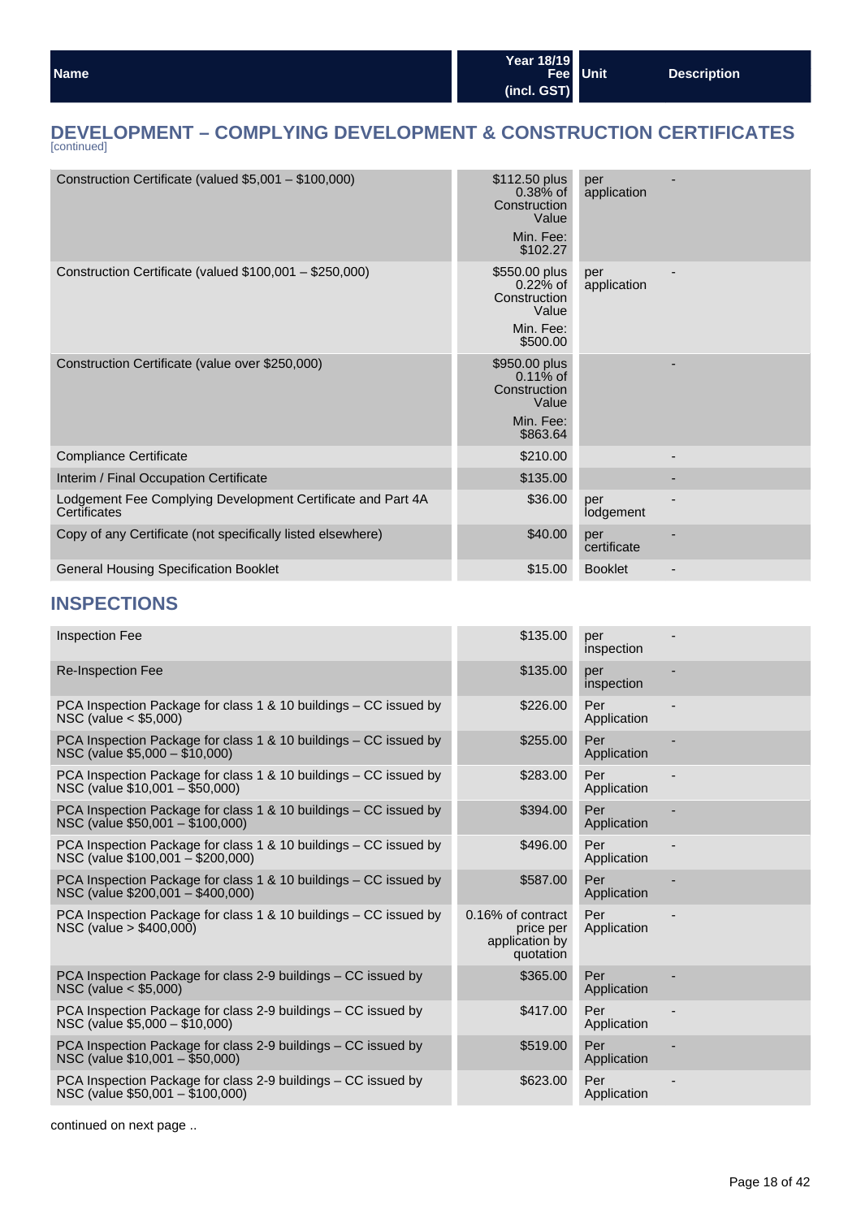| Name | Year 18/19 Fee (incl. GST) | Unit | Description |
|---|---|---|---|

## DEVELOPMENT – COMPLYING DEVELOPMENT & CONSTRUCTION CERTIFICATES

[continued]

| Name | Year 18/19 Fee (incl. GST) | Unit | Description |
|---|---|---|---|
| Construction Certificate (valued $5,001 – $100,000) | $112.50 plus 0.38% of Construction Value<br>Min. Fee: $102.27 | per application | - |
| Construction Certificate (valued $100,001 – $250,000) | $550.00 plus 0.22% of Construction Value<br>Min. Fee: $500.00 | per application | - |
| Construction Certificate (value over $250,000) | $950.00 plus 0.11% of Construction Value<br>Min. Fee: $863.64 | | - |
| Compliance Certificate | $210.00 | | - |
| Interim / Final Occupation Certificate | $135.00 | | - |
| Lodgement Fee Complying Development Certificate and Part 4A Certificates | $36.00 | per lodgement | - |
| Copy of any Certificate (not specifically listed elsewhere) | $40.00 | per certificate | - |
| General Housing Specification Booklet | $15.00 | Booklet | - |

## INSPECTIONS

| Name | Year 18/19 Fee (incl. GST) | Unit | Description |
|---|---|---|---|
| Inspection Fee | $135.00 | per inspection | - |
| Re-Inspection Fee | $135.00 | per inspection | - |
| PCA Inspection Package for class 1 & 10 buildings – CC issued by NSC (value < $5,000) | $226.00 | Per Application | - |
| PCA Inspection Package for class 1 & 10 buildings – CC issued by NSC (value $5,000 – $10,000) | $255.00 | Per Application | - |
| PCA Inspection Package for class 1 & 10 buildings – CC issued by NSC (value $10,001 – $50,000) | $283.00 | Per Application | - |
| PCA Inspection Package for class 1 & 10 buildings – CC issued by NSC (value $50,001 – $100,000) | $394.00 | Per Application | - |
| PCA Inspection Package for class 1 & 10 buildings – CC issued by NSC (value $100,001 – $200,000) | $496.00 | Per Application | - |
| PCA Inspection Package for class 1 & 10 buildings – CC issued by NSC (value $200,001 – $400,000) | $587.00 | Per Application | - |
| PCA Inspection Package for class 1 & 10 buildings – CC issued by NSC (value > $400,000) | 0.16% of contract price per application by quotation | Per Application | - |
| PCA Inspection Package for class 2-9 buildings – CC issued by NSC (value < $5,000) | $365.00 | Per Application | - |
| PCA Inspection Package for class 2-9 buildings – CC issued by NSC (value $5,000 – $10,000) | $417.00 | Per Application | - |
| PCA Inspection Package for class 2-9 buildings – CC issued by NSC (value $10,001 – $50,000) | $519.00 | Per Application | - |
| PCA Inspection Package for class 2-9 buildings – CC issued by NSC (value $50,001 – $100,000) | $623.00 | Per Application | - |

continued on next page ..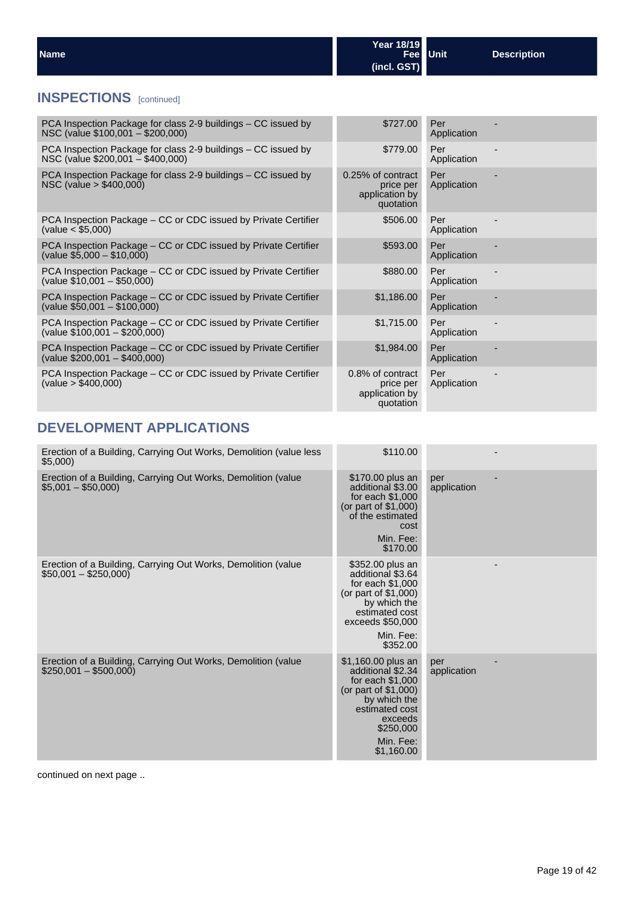| Name | Year 18/19 Fee (incl. GST) | Unit | Description |
| --- | --- | --- | --- |

## INSPECTIONS [continued]

| Name | Year 18/19 Fee (incl. GST) | Unit | Description |
| --- | --- | --- | --- |
| PCA Inspection Package for class 2-9 buildings – CC issued by NSC (value $100,001 – $200,000) | $727.00 | Per Application | - |
| PCA Inspection Package for class 2-9 buildings – CC issued by NSC (value $200,001 – $400,000) | $779.00 | Per Application | - |
| PCA Inspection Package for class 2-9 buildings – CC issued by NSC (value > $400,000) | 0.25% of contract price per application by quotation | Per Application | - |
| PCA Inspection Package – CC or CDC issued by Private Certifier (value < $5,000) | $506.00 | Per Application | - |
| PCA Inspection Package – CC or CDC issued by Private Certifier (value $5,000 – $10,000) | $593.00 | Per Application | - |
| PCA Inspection Package – CC or CDC issued by Private Certifier (value $10,001 – $50,000) | $880.00 | Per Application | - |
| PCA Inspection Package – CC or CDC issued by Private Certifier (value $50,001 – $100,000) | $1,186.00 | Per Application | - |
| PCA Inspection Package – CC or CDC issued by Private Certifier (value $100,001 – $200,000) | $1,715.00 | Per Application | - |
| PCA Inspection Package – CC or CDC issued by Private Certifier (value $200,001 – $400,000) | $1,984.00 | Per Application | - |
| PCA Inspection Package – CC or CDC issued by Private Certifier (value > $400,000) | 0.8% of contract price per application by quotation | Per Application | - |

## DEVELOPMENT APPLICATIONS

| Name | Year 18/19 Fee (incl. GST) | Unit | Description |
| --- | --- | --- | --- |
| Erection of a Building, Carrying Out Works, Demolition (value less $5,000) | $110.00 | | - |
| Erection of a Building, Carrying Out Works, Demolition (value $5,001 – $50,000) | $170.00 plus an additional $3.00 for each $1,000 (or part of $1,000) of the estimated cost<br>Min. Fee: $170.00 | per application | - |
| Erection of a Building, Carrying Out Works, Demolition (value $50,001 – $250,000) | $352.00 plus an additional $3.64 for each $1,000 (or part of $1,000) by which the estimated cost exceeds $50,000<br>Min. Fee: $352.00 | | - |
| Erection of a Building, Carrying Out Works, Demolition (value $250,001 – $500,000) | $1,160.00 plus an additional $2.34 for each $1,000 (or part of $1,000) by which the estimated cost exceeds $250,000<br>Min. Fee: $1,160.00 | per application | - |

continued on next page ..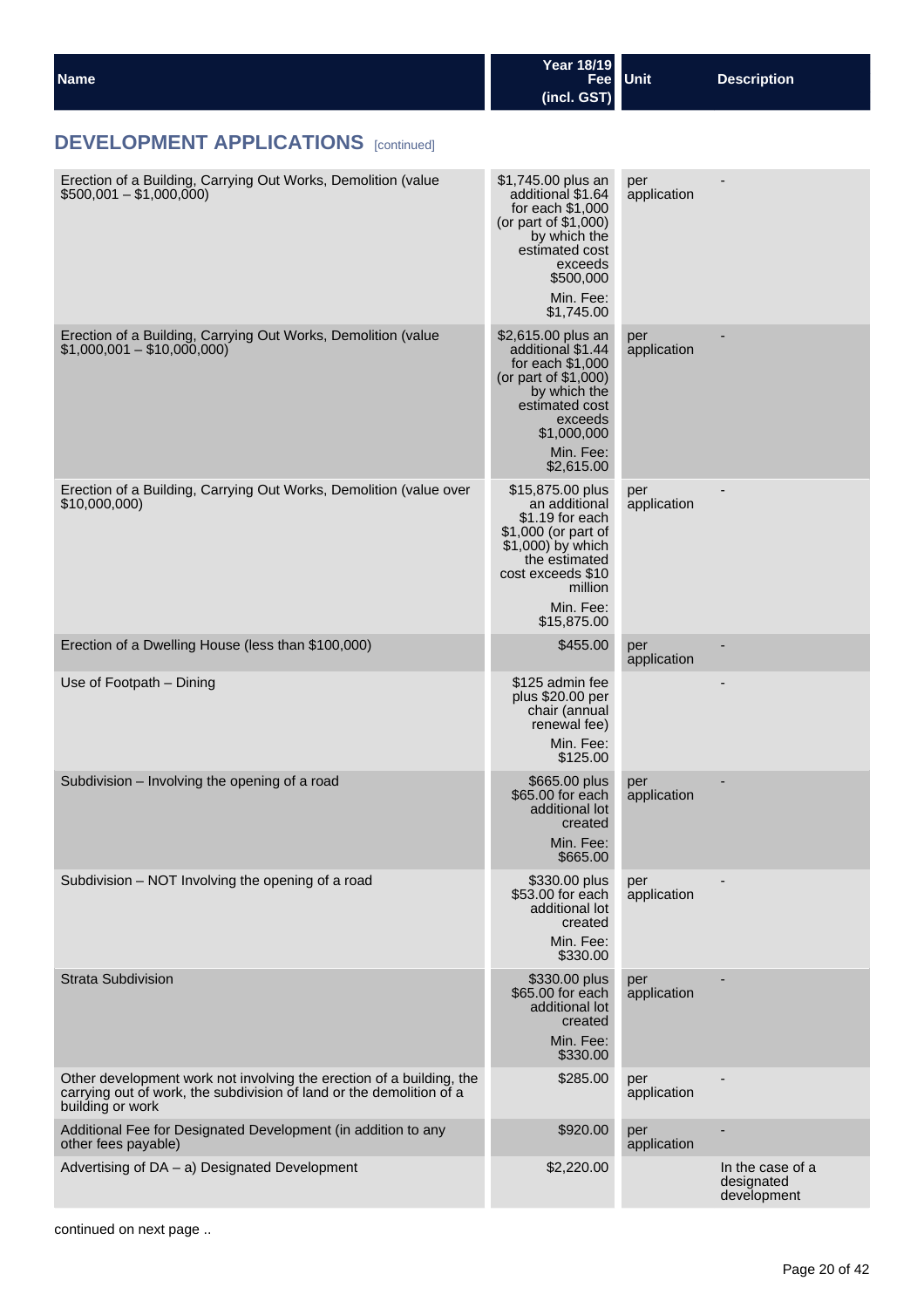| Name | Year 18/19 Fee (incl. GST) | Unit | Description |
|---|---|---|---|

## DEVELOPMENT APPLICATIONS [continued]

| Name | Year 18/19 Fee (incl. GST) | Unit | Description |
|---|---|---|---|
| Erection of a Building, Carrying Out Works, Demolition (value $500,001 – $1,000,000) | $1,745.00 plus an additional $1.64 for each $1,000 (or part of $1,000) by which the estimated cost exceeds $500,000<br>Min. Fee: $1,745.00 | per application | - |
| Erection of a Building, Carrying Out Works, Demolition (value $1,000,001 – $10,000,000) | $2,615.00 plus an additional $1.44 for each $1,000 (or part of $1,000) by which the estimated cost exceeds $1,000,000<br>Min. Fee: $2,615.00 | per application | - |
| Erection of a Building, Carrying Out Works, Demolition (value over $10,000,000) | $15,875.00 plus an additional $1.19 for each $1,000 (or part of $1,000) by which the estimated cost exceeds $10 million<br>Min. Fee: $15,875.00 | per application | - |
| Erection of a Dwelling House (less than $100,000) | $455.00 | per application | - |
| Use of Footpath – Dining | $125 admin fee plus $20.00 per chair (annual renewal fee)<br>Min. Fee: $125.00 | | - |
| Subdivision – Involving the opening of a road | $665.00 plus $65.00 for each additional lot created<br>Min. Fee: $665.00 | per application | - |
| Subdivision – NOT Involving the opening of a road | $330.00 plus $53.00 for each additional lot created<br>Min. Fee: $330.00 | per application | - |
| Strata Subdivision | $330.00 plus $65.00 for each additional lot created<br>Min. Fee: $330.00 | per application | - |
| Other development work not involving the erection of a building, the carrying out of work, the subdivision of land or the demolition of a building or work | $285.00 | per application | - |
| Additional Fee for Designated Development (in addition to any other fees payable) | $920.00 | per application | - |
| Advertising of DA – a) Designated Development | $2,220.00 | | In the case of a designated development |

continued on next page ..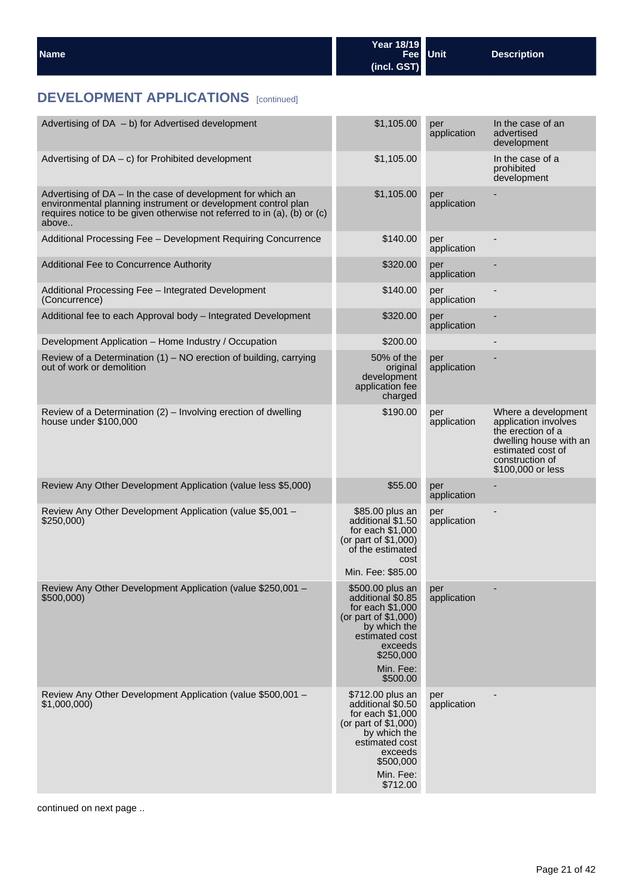| Name | Year 18/19 Fee (incl. GST) | Unit | Description |
|---|---|---|---|

## DEVELOPMENT APPLICATIONS [continued]

| Name | Year 18/19 Fee (incl. GST) | Unit | Description |
|---|---|---|---|
| Advertising of DA – b) for Advertised development | $1,105.00 | per application | In the case of an advertised development |
| Advertising of DA – c) for Prohibited development | $1,105.00 | | In the case of a prohibited development |
| Advertising of DA – In the case of development for which an environmental planning instrument or development control plan requires notice to be given otherwise not referred to in (a), (b) or (c) above.. | $1,105.00 | per application | - |
| Additional Processing Fee – Development Requiring Concurrence | $140.00 | per application | - |
| Additional Fee to Concurrence Authority | $320.00 | per application | - |
| Additional Processing Fee – Integrated Development (Concurrence) | $140.00 | per application | - |
| Additional fee to each Approval body – Integrated Development | $320.00 | per application | - |
| Development Application – Home Industry / Occupation | $200.00 | | - |
| Review of a Determination (1) – NO erection of building, carrying out of work or demolition | 50% of the original development application fee charged | per application | - |
| Review of a Determination (2) – Involving erection of dwelling house under $100,000 | $190.00 | per application | Where a development application involves the erection of a dwelling house with an estimated cost of construction of $100,000 or less |
| Review Any Other Development Application (value less $5,000) | $55.00 | per application | - |
| Review Any Other Development Application (value $5,001 – $250,000) | $85.00 plus an additional $1.50 for each $1,000 (or part of $1,000) of the estimated cost<br>Min. Fee: $85.00 | per application | - |
| Review Any Other Development Application (value $250,001 – $500,000) | $500.00 plus an additional $0.85 for each $1,000 (or part of $1,000) by which the estimated cost exceeds $250,000<br>Min. Fee: $500.00 | per application | - |
| Review Any Other Development Application (value $500,001 – $1,000,000) | $712.00 plus an additional $0.50 for each $1,000 (or part of $1,000) by which the estimated cost exceeds $500,000<br>Min. Fee: $712.00 | per application | - |

continued on next page ..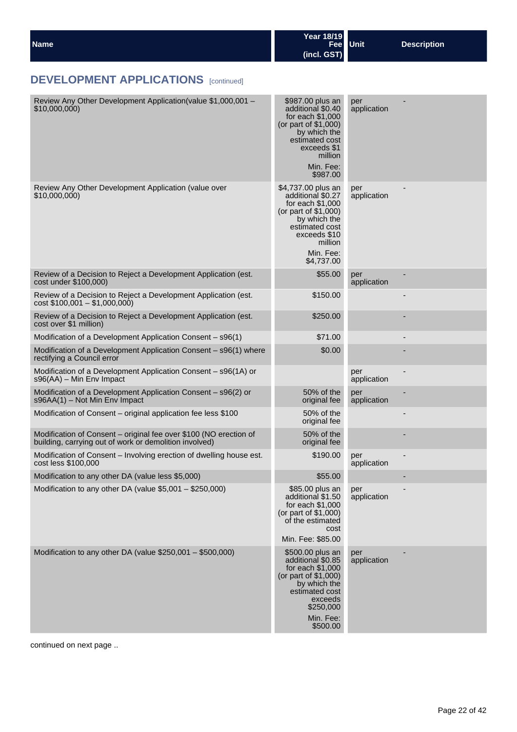| Name | Year 18/19 Fee (incl. GST) | Unit | Description |
|---|---|---|---|

## DEVELOPMENT APPLICATIONS [continued]

| Name | Year 18/19 Fee (incl. GST) | Unit | Description |
|---|---|---|---|
| Review Any Other Development Application(value $1,000,001 – $10,000,000) | $987.00 plus an additional $0.40 for each $1,000 (or part of $1,000) by which the estimated cost exceeds $1 million<br>Min. Fee: $987.00 | per application | - |
| Review Any Other Development Application (value over $10,000,000) | $4,737.00 plus an additional $0.27 for each $1,000 (or part of $1,000) by which the estimated cost exceeds $10 million<br>Min. Fee: $4,737.00 | per application | - |
| Review of a Decision to Reject a Development Application (est. cost under $100,000) | $55.00 | per application | - |
| Review of a Decision to Reject a Development Application (est. cost $100,001 – $1,000,000) | $150.00 | | - |
| Review of a Decision to Reject a Development Application (est. cost over $1 million) | $250.00 | | - |
| Modification of a Development Application Consent – s96(1) | $71.00 | | - |
| Modification of a Development Application Consent – s96(1) where rectifying a Council error | $0.00 | | - |
| Modification of a Development Application Consent – s96(1A) or s96(AA) – Min Env Impact | | per application | - |
| Modification of a Development Application Consent – s96(2) or s96AA(1) – Not Min Env Impact | 50% of the original fee | per application | - |
| Modification of Consent – original application fee less $100 | 50% of the original fee | | - |
| Modification of Consent – original fee over $100 (NO erection of building, carrying out of work or demolition involved) | 50% of the original fee | | - |
| Modification of Consent – Involving erection of dwelling house est. cost less $100,000 | $190.00 | per application | - |
| Modification to any other DA (value less $5,000) | $55.00 | | - |
| Modification to any other DA (value $5,001 – $250,000) | $85.00 plus an additional $1.50 for each $1,000 (or part of $1,000) of the estimated cost<br>Min. Fee: $85.00 | per application | - |
| Modification to any other DA (value $250,001 – $500,000) | $500.00 plus an additional $0.85 for each $1,000 (or part of $1,000) by which the estimated cost exceeds $250,000<br>Min. Fee: $500.00 | per application | - |

continued on next page ..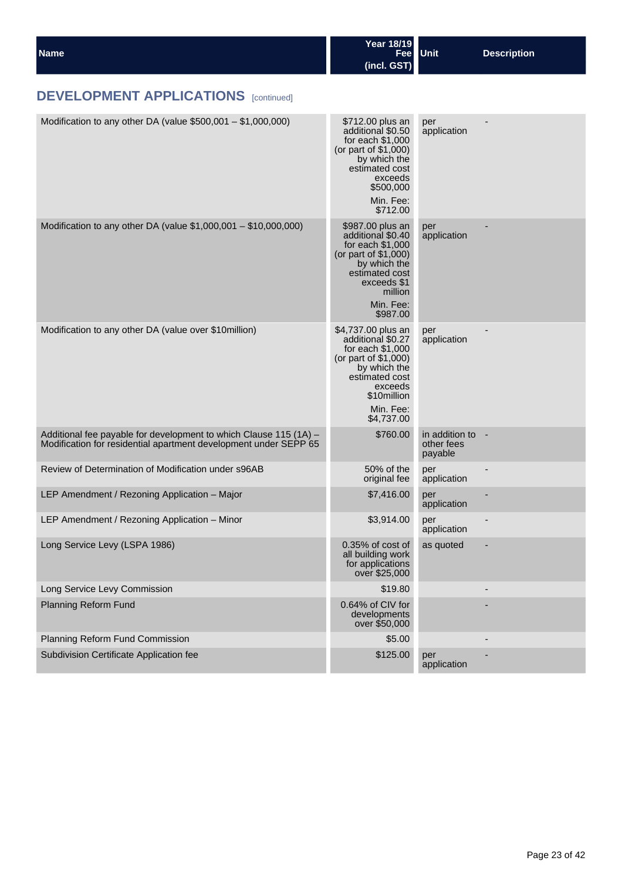| Name | Year 18/19 Fee (incl. GST) | Unit | Description |
|---|---|---|---|

## DEVELOPMENT APPLICATIONS [continued]

| Name | Year 18/19 Fee (incl. GST) | Unit | Description |
|---|---|---|---|
| Modification to any other DA (value $500,001 – $1,000,000) | $712.00 plus an additional $0.50 for each $1,000 (or part of $1,000) by which the estimated cost exceeds $500,000<br>Min. Fee: $712.00 | per application | - |
| Modification to any other DA (value $1,000,001 – $10,000,000) | $987.00 plus an additional $0.40 for each $1,000 (or part of $1,000) by which the estimated cost exceeds $1 million<br>Min. Fee: $987.00 | per application | - |
| Modification to any other DA (value over $10million) | $4,737.00 plus an additional $0.27 for each $1,000 (or part of $1,000) by which the estimated cost exceeds $10million<br>Min. Fee: $4,737.00 | per application | - |
| Additional fee payable for development to which Clause 115 (1A) – Modification for residential apartment development under SEPP 65 | $760.00 | in addition to other fees payable | - |
| Review of Determination of Modification under s96AB | 50% of the original fee | per application | - |
| LEP Amendment / Rezoning Application – Major | $7,416.00 | per application | - |
| LEP Amendment / Rezoning Application – Minor | $3,914.00 | per application | - |
| Long Service Levy (LSPA 1986) | 0.35% of cost of all building work for applications over $25,000 | as quoted | - |
| Long Service Levy Commission | $19.80 | | - |
| Planning Reform Fund | 0.64% of CIV for developments over $50,000 | | - |
| Planning Reform Fund Commission | $5.00 | | - |
| Subdivision Certificate Application fee | $125.00 | per application | - |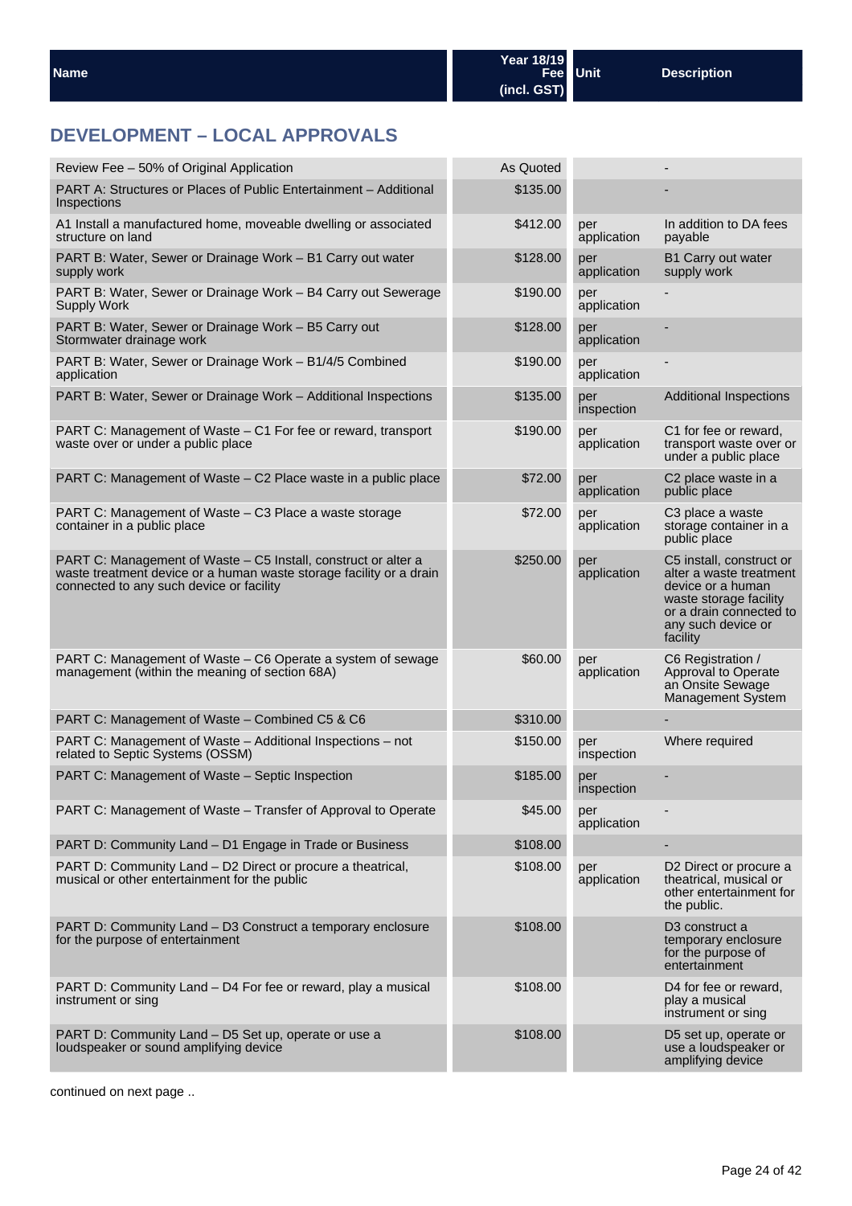| Name | Year 18/19 Fee (incl. GST) | Unit | Description |
|---|---|---|---|

## DEVELOPMENT – LOCAL APPROVALS

| Name | Year 18/19 Fee (incl. GST) | Unit | Description |
|---|---|---|---|
| Review Fee – 50% of Original Application | As Quoted | | - |
| PART A: Structures or Places of Public Entertainment – Additional Inspections | $135.00 | | - |
| A1 Install a manufactured home, moveable dwelling or associated structure on land | $412.00 | per application | In addition to DA fees payable |
| PART B: Water, Sewer or Drainage Work – B1 Carry out water supply work | $128.00 | per application | B1 Carry out water supply work |
| PART B: Water, Sewer or Drainage Work – B4 Carry out Sewerage Supply Work | $190.00 | per application | - |
| PART B: Water, Sewer or Drainage Work – B5 Carry out Stormwater drainage work | $128.00 | per application | - |
| PART B: Water, Sewer or Drainage Work – B1/4/5 Combined application | $190.00 | per application | - |
| PART B: Water, Sewer or Drainage Work – Additional Inspections | $135.00 | per inspection | Additional Inspections |
| PART C: Management of Waste – C1 For fee or reward, transport waste over or under a public place | $190.00 | per application | C1 for fee or reward, transport waste over or under a public place |
| PART C: Management of Waste – C2 Place waste in a public place | $72.00 | per application | C2 place waste in a public place |
| PART C: Management of Waste – C3 Place a waste storage container in a public place | $72.00 | per application | C3 place a waste storage container in a public place |
| PART C: Management of Waste – C5 Install, construct or alter a waste treatment device or a human waste storage facility or a drain connected to any such device or facility | $250.00 | per application | C5 install, construct or alter a waste treatment device or a human waste storage facility or a drain connected to any such device or facility |
| PART C: Management of Waste – C6 Operate a system of sewage management (within the meaning of section 68A) | $60.00 | per application | C6 Registration / Approval to Operate an Onsite Sewage Management System |
| PART C: Management of Waste – Combined C5 & C6 | $310.00 | | - |
| PART C: Management of Waste – Additional Inspections – not related to Septic Systems (OSSM) | $150.00 | per inspection | Where required |
| PART C: Management of Waste – Septic Inspection | $185.00 | per inspection | - |
| PART C: Management of Waste – Transfer of Approval to Operate | $45.00 | per application | - |
| PART D: Community Land – D1 Engage in Trade or Business | $108.00 | | - |
| PART D: Community Land – D2 Direct or procure a theatrical, musical or other entertainment for the public | $108.00 | per application | D2 Direct or procure a theatrical, musical or other entertainment for the public. |
| PART D: Community Land – D3 Construct a temporary enclosure for the purpose of entertainment | $108.00 | | D3 construct a temporary enclosure for the purpose of entertainment |
| PART D: Community Land – D4 For fee or reward, play a musical instrument or sing | $108.00 | | D4 for fee or reward, play a musical instrument or sing |
| PART D: Community Land – D5 Set up, operate or use a loudspeaker or sound amplifying device | $108.00 | | D5 set up, operate or use a loudspeaker or amplifying device |

continued on next page ..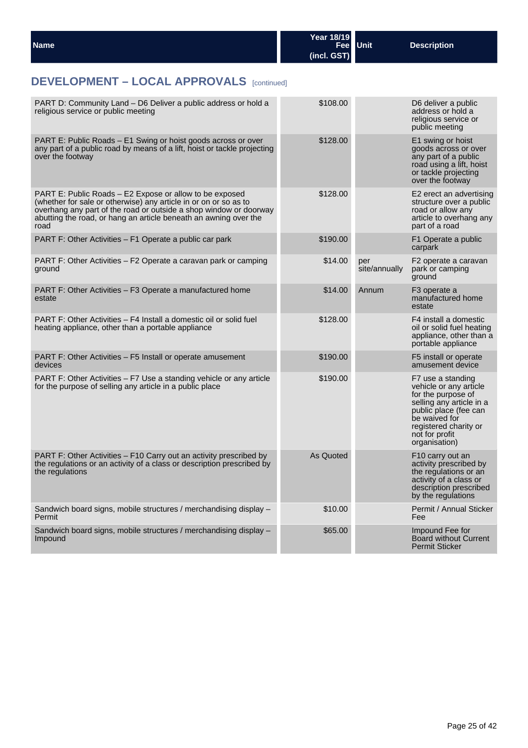| Name | Year 18/19 Fee (incl. GST) | Unit | Description |
|---|---|---|---|

## DEVELOPMENT – LOCAL APPROVALS [continued]

| Name | Year 18/19 Fee (incl. GST) | Unit | Description |
|---|---|---|---|
| PART D: Community Land – D6 Deliver a public address or hold a religious service or public meeting | $108.00 | | D6 deliver a public address or hold a religious service or public meeting |
| PART E: Public Roads – E1 Swing or hoist goods across or over any part of a public road by means of a lift, hoist or tackle projecting over the footway | $128.00 | | E1 swing or hoist goods across or over any part of a public road using a lift, hoist or tackle projecting over the footway |
| PART E: Public Roads – E2 Expose or allow to be exposed (whether for sale or otherwise) any article in or on or so as to overhang any part of the road or outside a shop window or doorway abutting the road, or hang an article beneath an awning over the road | $128.00 | | E2 erect an advertising structure over a public road or allow any article to overhang any part of a road |
| PART F: Other Activities – F1 Operate a public car park | $190.00 | | F1 Operate a public carpark |
| PART F: Other Activities – F2 Operate a caravan park or camping ground | $14.00 | per site/annually | F2 operate a caravan park or camping ground |
| PART F: Other Activities – F3 Operate a manufactured home estate | $14.00 | Annum | F3 operate a manufactured home estate |
| PART F: Other Activities – F4 Install a domestic oil or solid fuel heating appliance, other than a portable appliance | $128.00 | | F4 install a domestic oil or solid fuel heating appliance, other than a portable appliance |
| PART F: Other Activities – F5 Install or operate amusement devices | $190.00 | | F5 install or operate amusement device |
| PART F: Other Activities – F7 Use a standing vehicle or any article for the purpose of selling any article in a public place | $190.00 | | F7 use a standing vehicle or any article for the purpose of selling any article in a public place (fee can be waived for registered charity or not for profit organisation) |
| PART F: Other Activities – F10 Carry out an activity prescribed by the regulations or an activity of a class or description prescribed by the regulations | As Quoted | | F10 carry out an activity prescribed by the regulations or an activity of a class or description prescribed by the regulations |
| Sandwich board signs, mobile structures / merchandising display – Permit | $10.00 | | Permit / Annual Sticker Fee |
| Sandwich board signs, mobile structures / merchandising display – Impound | $65.00 | | Impound Fee for Board without Current Permit Sticker |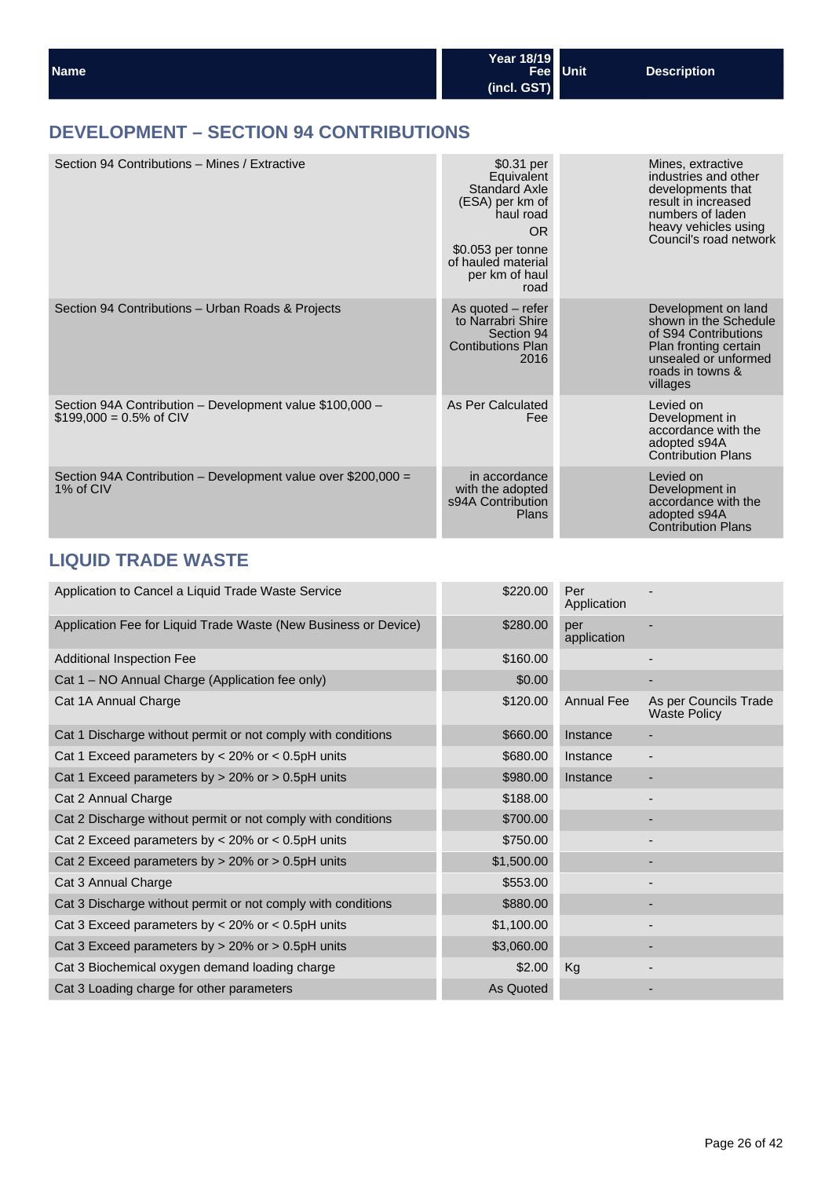| Name | Year 18/19 Fee (incl. GST) | Unit | Description |
|---|---|---|---|

## DEVELOPMENT – SECTION 94 CONTRIBUTIONS

| Name | Year 18/19 Fee (incl. GST) | Unit | Description |
|---|---|---|---|
| Section 94 Contributions – Mines / Extractive | $0.31 per Equivalent Standard Axle (ESA) per km of haul road OR $0.053 per tonne of hauled material per km of haul road | | Mines, extractive industries and other developments that result in increased numbers of laden heavy vehicles using Council's road network |
| Section 94 Contributions – Urban Roads & Projects | As quoted – refer to Narrabri Shire Section 94 Contibutions Plan 2016 | | Development on land shown in the Schedule of S94 Contributions Plan fronting certain unsealed or unformed roads in towns & villages |
| Section 94A Contribution – Development value $100,000 – $199,000 = 0.5% of CIV | As Per Calculated Fee | | Levied on Development in accordance with the adopted s94A Contribution Plans |
| Section 94A Contribution – Development value over $200,000 = 1% of CIV | in accordance with the adopted s94A Contribution Plans | | Levied on Development in accordance with the adopted s94A Contribution Plans |

## LIQUID TRADE WASTE

| Name | Year 18/19 Fee (incl. GST) | Unit | Description |
|---|---|---|---|
| Application to Cancel a Liquid Trade Waste Service | $220.00 | Per Application | - |
| Application Fee for Liquid Trade Waste (New Business or Device) | $280.00 | per application | - |
| Additional Inspection Fee | $160.00 | | - |
| Cat 1 – NO Annual Charge (Application fee only) | $0.00 | | - |
| Cat 1A Annual Charge | $120.00 | Annual Fee | As per Councils Trade Waste Policy |
| Cat 1 Discharge without permit or not comply with conditions | $660.00 | Instance | - |
| Cat 1 Exceed parameters by < 20% or < 0.5pH units | $680.00 | Instance | - |
| Cat 1 Exceed parameters by > 20% or > 0.5pH units | $980.00 | Instance | - |
| Cat 2 Annual Charge | $188.00 | | - |
| Cat 2 Discharge without permit or not comply with conditions | $700.00 | | - |
| Cat 2 Exceed parameters by < 20% or < 0.5pH units | $750.00 | | - |
| Cat 2 Exceed parameters by > 20% or > 0.5pH units | $1,500.00 | | - |
| Cat 3 Annual Charge | $553.00 | | - |
| Cat 3 Discharge without permit or not comply with conditions | $880.00 | | - |
| Cat 3 Exceed parameters by < 20% or < 0.5pH units | $1,100.00 | | - |
| Cat 3 Exceed parameters by > 20% or > 0.5pH units | $3,060.00 | | - |
| Cat 3 Biochemical oxygen demand loading charge | $2.00 | Kg | - |
| Cat 3 Loading charge for other parameters | As Quoted | | - |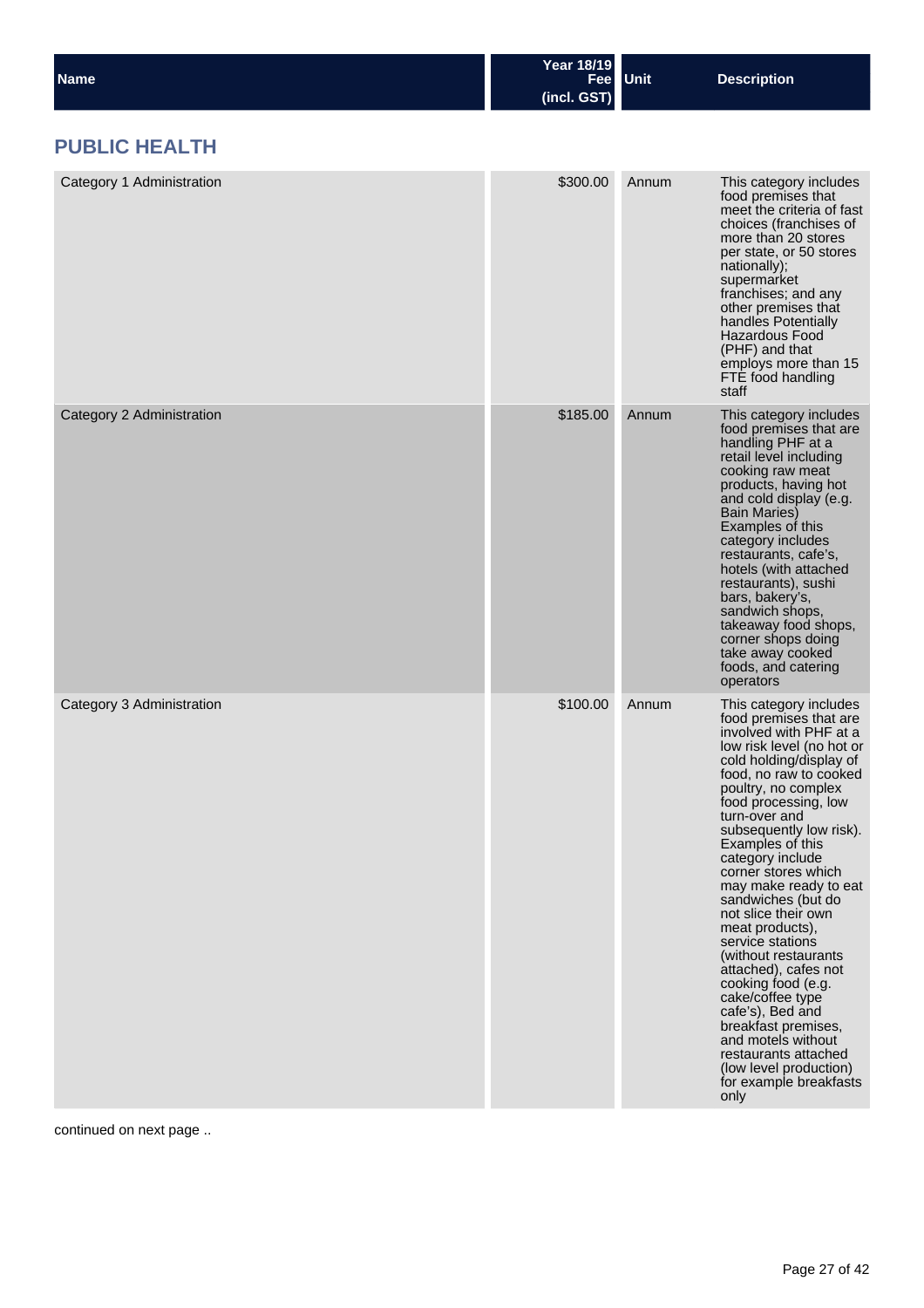| Name | Year 18/19 Fee (incl. GST) | Unit | Description |
|---|---|---|---|

## PUBLIC HEALTH

| Name | Year 18/19 Fee (incl. GST) | Unit | Description |
|---|---|---|---|
| Category 1 Administration | $300.00 | Annum | This category includes food premises that meet the criteria of fast choices (franchises of more than 20 stores per state, or 50 stores nationally); supermarket franchises; and any other premises that handles Potentially Hazardous Food (PHF) and that employs more than 15 FTE food handling staff |
| Category 2 Administration | $185.00 | Annum | This category includes food premises that are handling PHF at a retail level including cooking raw meat products, having hot and cold display (e.g. Bain Maries) Examples of this category includes restaurants, cafe's, hotels (with attached restaurants), sushi bars, bakery's, sandwich shops, takeaway food shops, corner shops doing take away cooked foods, and catering operators |
| Category 3 Administration | $100.00 | Annum | This category includes food premises that are involved with PHF at a low risk level (no hot or cold holding/display of food, no raw to cooked poultry, no complex food processing, low turn-over and subsequently low risk). Examples of this category include corner stores which may make ready to eat sandwiches (but do not slice their own meat products), service stations (without restaurants attached), cafes not cooking food (e.g. cake/coffee type cafe's), Bed and breakfast premises, and motels without restaurants attached (low level production) for example breakfasts only |

continued on next page ..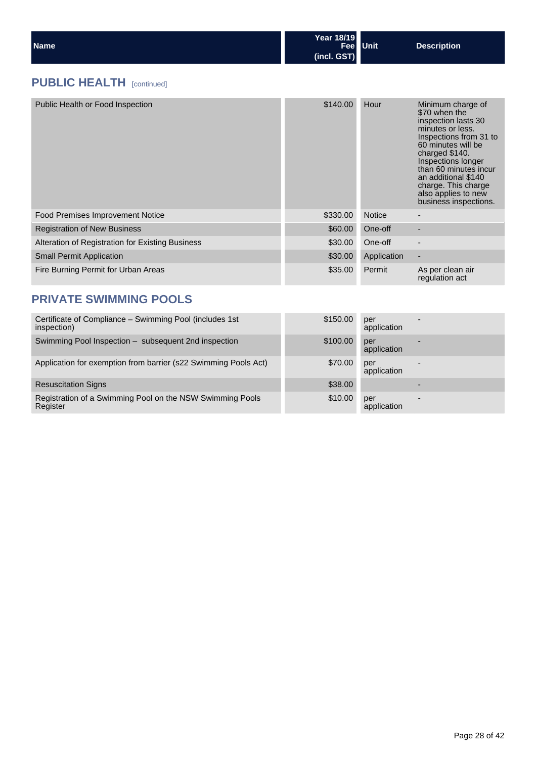| Name | Year 18/19 Fee (incl. GST) | Unit | Description |
|---|---|---|---|

## PUBLIC HEALTH [continued]

| Name | Year 18/19 Fee (incl. GST) | Unit | Description |
|---|---|---|---|
| Public Health or Food Inspection | $140.00 | Hour | Minimum charge of $70 when the inspection lasts 30 minutes or less. Inspections from 31 to 60 minutes will be charged $140. Inspections longer than 60 minutes incur an additional $140 charge. This charge also applies to new business inspections. |
| Food Premises Improvement Notice | $330.00 | Notice | - |
| Registration of New Business | $60.00 | One-off | - |
| Alteration of Registration for Existing Business | $30.00 | One-off | - |
| Small Permit Application | $30.00 | Application | - |
| Fire Burning Permit for Urban Areas | $35.00 | Permit | As per clean air regulation act |

## PRIVATE SWIMMING POOLS

| Name | Year 18/19 Fee (incl. GST) | Unit | Description |
|---|---|---|---|
| Certificate of Compliance – Swimming Pool (includes 1st inspection) | $150.00 | per application | - |
| Swimming Pool Inspection – subsequent 2nd inspection | $100.00 | per application | - |
| Application for exemption from barrier (s22 Swimming Pools Act) | $70.00 | per application | - |
| Resuscitation Signs | $38.00 | | - |
| Registration of a Swimming Pool on the NSW Swimming Pools Register | $10.00 | per application | - |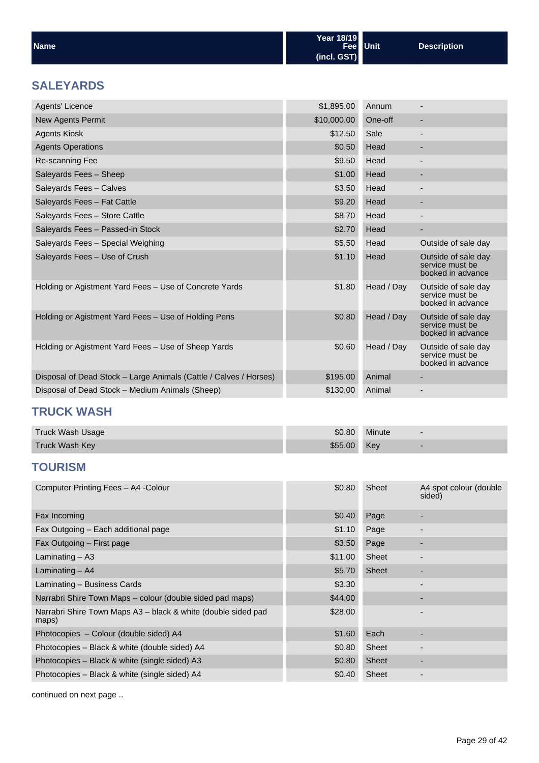| Name | Year 18/19 Fee (incl. GST) | Unit | Description |
|---|---|---|---|

## SALEYARDS

| Name | Year 18/19 Fee (incl. GST) | Unit | Description |
|---|---|---|---|
| Agents' Licence | $1,895.00 | Annum | - |
| New Agents Permit | $10,000.00 | One-off | - |
| Agents Kiosk | $12.50 | Sale | - |
| Agents Operations | $0.50 | Head | - |
| Re-scanning Fee | $9.50 | Head | - |
| Saleyards Fees – Sheep | $1.00 | Head | - |
| Saleyards Fees – Calves | $3.50 | Head | - |
| Saleyards Fees – Fat Cattle | $9.20 | Head | - |
| Saleyards Fees – Store Cattle | $8.70 | Head | - |
| Saleyards Fees – Passed-in Stock | $2.70 | Head | - |
| Saleyards Fees – Special Weighing | $5.50 | Head | Outside of sale day |
| Saleyards Fees – Use of Crush | $1.10 | Head | Outside of sale day service must be booked in advance |
| Holding or Agistment Yard Fees – Use of Concrete Yards | $1.80 | Head / Day | Outside of sale day service must be booked in advance |
| Holding or Agistment Yard Fees – Use of Holding Pens | $0.80 | Head / Day | Outside of sale day service must be booked in advance |
| Holding or Agistment Yard Fees – Use of Sheep Yards | $0.60 | Head / Day | Outside of sale day service must be booked in advance |
| Disposal of Dead Stock – Large Animals (Cattle / Calves / Horses) | $195.00 | Animal | - |
| Disposal of Dead Stock – Medium Animals (Sheep) | $130.00 | Animal | - |

## TRUCK WASH

| Name | Year 18/19 Fee (incl. GST) | Unit | Description |
|---|---|---|---|
| Truck Wash Usage | $0.80 | Minute | - |
| Truck Wash Key | $55.00 | Key | - |

## TOURISM

| Name | Year 18/19 Fee (incl. GST) | Unit | Description |
|---|---|---|---|
| Computer Printing Fees – A4 -Colour | $0.80 | Sheet | A4 spot colour (double sided) |
| Fax Incoming | $0.40 | Page | - |
| Fax Outgoing – Each additional page | $1.10 | Page | - |
| Fax Outgoing – First page | $3.50 | Page | - |
| Laminating – A3 | $11.00 | Sheet | - |
| Laminating – A4 | $5.70 | Sheet | - |
| Laminating – Business Cards | $3.30 | | - |
| Narrabri Shire Town Maps – colour (double sided pad maps) | $44.00 | | - |
| Narrabri Shire Town Maps A3 – black & white (double sided pad maps) | $28.00 | | - |
| Photocopies – Colour (double sided) A4 | $1.60 | Each | - |
| Photocopies – Black & white (double sided) A4 | $0.80 | Sheet | - |
| Photocopies – Black & white (single sided) A3 | $0.80 | Sheet | - |
| Photocopies – Black & white (single sided) A4 | $0.40 | Sheet | - |

continued on next page ..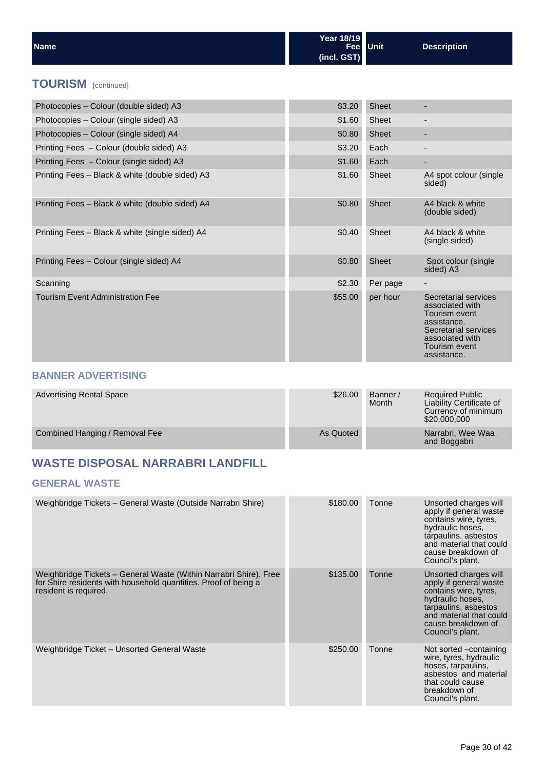| Name | Year 18/19 Fee (incl. GST) | Unit | Description |
|---|---|---|---|

## TOURISM [continued]

| Name | Year 18/19 Fee (incl. GST) | Unit | Description |
|---|---|---|---|
| Photocopies – Colour (double sided) A3 | $3.20 | Sheet | - |
| Photocopies – Colour (single sided) A3 | $1.60 | Sheet | - |
| Photocopies – Colour (single sided) A4 | $0.80 | Sheet | - |
| Printing Fees – Colour (double sided) A3 | $3.20 | Each | - |
| Printing Fees – Colour (single sided) A3 | $1.60 | Each | - |
| Printing Fees – Black & white (double sided) A3 | $1.60 | Sheet | A4 spot colour (single sided) |
| Printing Fees – Black & white (double sided) A4 | $0.80 | Sheet | A4 black & white (double sided) |
| Printing Fees – Black & white (single sided) A4 | $0.40 | Sheet | A4 black & white (single sided) |
| Printing Fees – Colour (single sided) A4 | $0.80 | Sheet | Spot colour (single sided) A3 |
| Scanning | $2.30 | Per page | - |
| Tourism Event Administration Fee | $55.00 | per hour | Secretarial services associated with Tourism event assistance. Secretarial services associated with Tourism event assistance. |

### BANNER ADVERTISING

| Name | Year 18/19 Fee (incl. GST) | Unit | Description |
|---|---|---|---|
| Advertising Rental Space | $26.00 | Banner / Month | Required Public Liability Certificate of Currency of minimum $20,000,000 |
| Combined Hanging / Removal Fee | As Quoted | | Narrabri, Wee Waa and Boggabri |

## WASTE DISPOSAL NARRABRI LANDFILL

### GENERAL WASTE

| Name | Year 18/19 Fee (incl. GST) | Unit | Description |
|---|---|---|---|
| Weighbridge Tickets – General Waste (Outside Narrabri Shire) | $180.00 | Tonne | Unsorted charges will apply if general waste contains wire, tyres, hydraulic hoses, tarpaulins, asbestos and material that could cause breakdown of Council's plant. |
| Weighbridge Tickets – General Waste (Within Narrabri Shire). Free for Shire residents with household quantities. Proof of being a resident is required. | $135.00 | Tonne | Unsorted charges will apply if general waste contains wire, tyres, hydraulic hoses, tarpaulins, asbestos and material that could cause breakdown of Council's plant. |
| Weighbridge Ticket – Unsorted General Waste | $250.00 | Tonne | Not sorted –containing wire, tyres, hydraulic hoses, tarpaulins, asbestos and material that could cause breakdown of Council's plant. |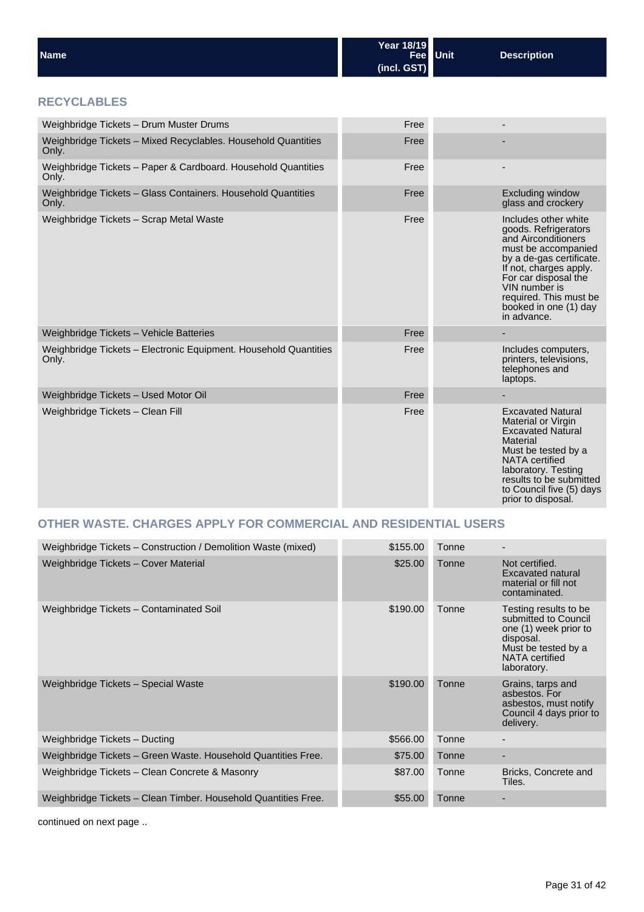| Name | Year 18/19 Fee (incl. GST) | Unit | Description |
|---|---|---|---|

### RECYCLABLES

| Name | Year 18/19 Fee (incl. GST) | Unit | Description |
|---|---|---|---|
| Weighbridge Tickets – Drum Muster Drums | Free | | - |
| Weighbridge Tickets – Mixed Recyclables. Household Quantities Only. | Free | | - |
| Weighbridge Tickets – Paper & Cardboard. Household Quantities Only. | Free | | - |
| Weighbridge Tickets – Glass Containers. Household Quantities Only. | Free | | Excluding window glass and crockery |
| Weighbridge Tickets – Scrap Metal Waste | Free | | Includes other white goods. Refrigerators and Airconditioners must be accompanied by a de-gas certificate. If not, charges apply. For car disposal the VIN number is required. This must be booked in one (1) day in advance. |
| Weighbridge Tickets – Vehicle Batteries | Free | | - |
| Weighbridge Tickets – Electronic Equipment. Household Quantities Only. | Free | | Includes computers, printers, televisions, telephones and laptops. |
| Weighbridge Tickets – Used Motor Oil | Free | | - |
| Weighbridge Tickets – Clean Fill | Free | | Excavated Natural Material or Virgin Excavated Natural Material Must be tested by a NATA certified laboratory. Testing results to be submitted to Council five (5) days prior to disposal. |

### OTHER WASTE. CHARGES APPLY FOR COMMERCIAL AND RESIDENTIAL USERS

| Name | Year 18/19 Fee (incl. GST) | Unit | Description |
|---|---|---|---|
| Weighbridge Tickets – Construction / Demolition Waste (mixed) | $155.00 | Tonne | - |
| Weighbridge Tickets – Cover Material | $25.00 | Tonne | Not certified. Excavated natural material or fill not contaminated. |
| Weighbridge Tickets – Contaminated Soil | $190.00 | Tonne | Testing results to be submitted to Council one (1) week prior to disposal. Must be tested by a NATA certified laboratory. |
| Weighbridge Tickets – Special Waste | $190.00 | Tonne | Grains, tarps and asbestos. For asbestos, must notify Council 4 days prior to delivery. |
| Weighbridge Tickets – Ducting | $566.00 | Tonne | - |
| Weighbridge Tickets – Green Waste. Household Quantities Free. | $75.00 | Tonne | - |
| Weighbridge Tickets – Clean Concrete & Masonry | $87.00 | Tonne | Bricks, Concrete and Tiles. |
| Weighbridge Tickets – Clean Timber. Household Quantities Free. | $55.00 | Tonne | - |

continued on next page ..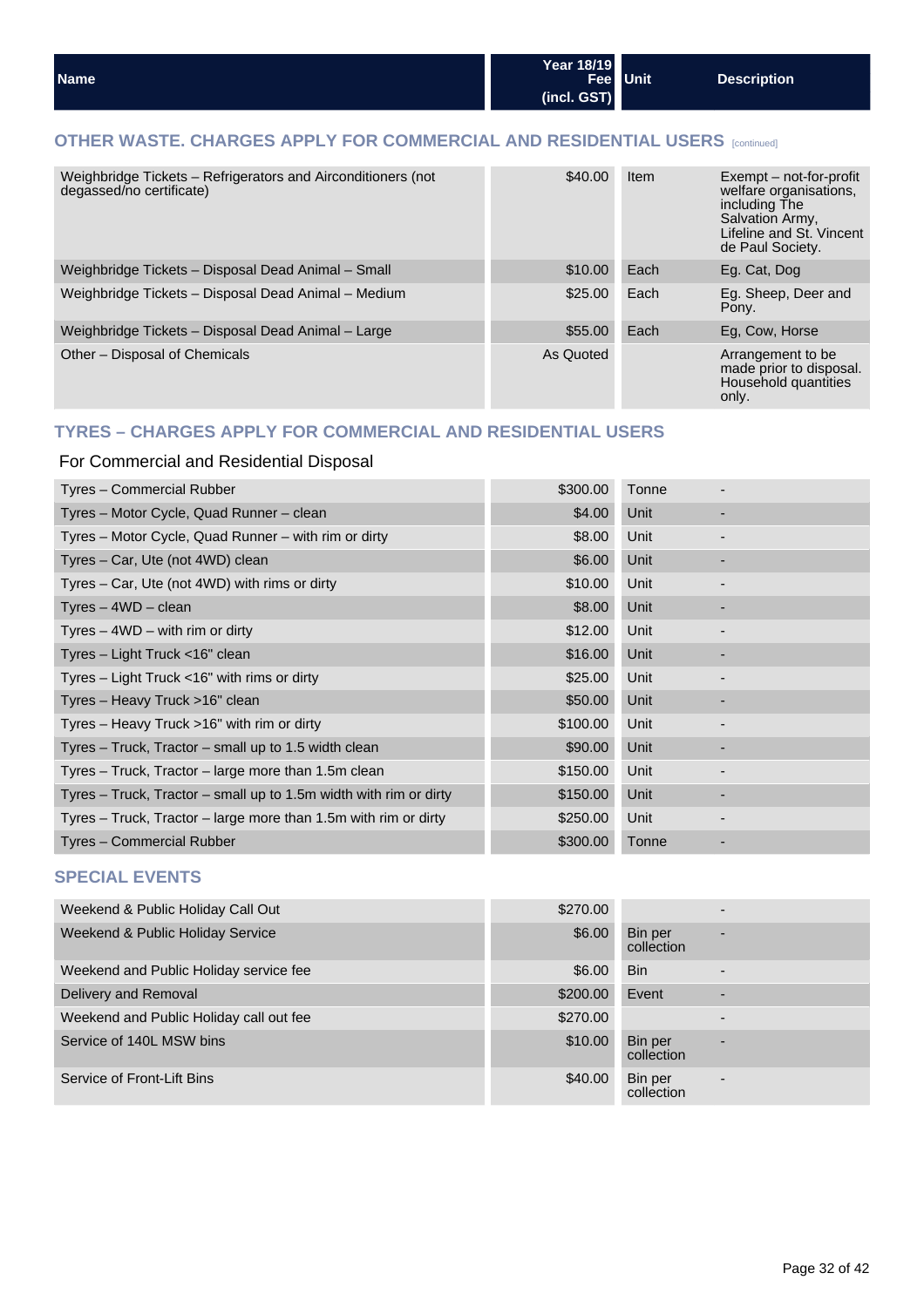| Name | Year 18/19 Fee (incl. GST) | Unit | Description |
|---|---|---|---|

## OTHER WASTE. CHARGES APPLY FOR COMMERCIAL AND RESIDENTIAL USERS [continued]

| Name | Year 18/19 Fee (incl. GST) | Unit | Description |
|---|---|---|---|
| Weighbridge Tickets – Refrigerators and Airconditioners (not degassed/no certificate) | $40.00 | Item | Exempt – not-for-profit welfare organisations, including The Salvation Army, Lifeline and St. Vincent de Paul Society. |
| Weighbridge Tickets – Disposal Dead Animal – Small | $10.00 | Each | Eg. Cat, Dog |
| Weighbridge Tickets – Disposal Dead Animal – Medium | $25.00 | Each | Eg. Sheep, Deer and Pony. |
| Weighbridge Tickets – Disposal Dead Animal – Large | $55.00 | Each | Eg, Cow, Horse |
| Other – Disposal of Chemicals | As Quoted | | Arrangement to be made prior to disposal. Household quantities only. |

## TYRES – CHARGES APPLY FOR COMMERCIAL AND RESIDENTIAL USERS

### For Commercial and Residential Disposal

| Name | Year 18/19 Fee (incl. GST) | Unit | Description |
|---|---|---|---|
| Tyres – Commercial Rubber | $300.00 | Tonne | - |
| Tyres – Motor Cycle, Quad Runner – clean | $4.00 | Unit | - |
| Tyres – Motor Cycle, Quad Runner – with rim or dirty | $8.00 | Unit | - |
| Tyres – Car, Ute (not 4WD) clean | $6.00 | Unit | - |
| Tyres – Car, Ute (not 4WD) with rims or dirty | $10.00 | Unit | - |
| Tyres – 4WD – clean | $8.00 | Unit | - |
| Tyres – 4WD – with rim or dirty | $12.00 | Unit | - |
| Tyres – Light Truck <16" clean | $16.00 | Unit | - |
| Tyres – Light Truck <16" with rims or dirty | $25.00 | Unit | - |
| Tyres – Heavy Truck >16" clean | $50.00 | Unit | - |
| Tyres – Heavy Truck >16" with rim or dirty | $100.00 | Unit | - |
| Tyres – Truck, Tractor – small up to 1.5 width clean | $90.00 | Unit | - |
| Tyres – Truck, Tractor – large more than 1.5m clean | $150.00 | Unit | - |
| Tyres – Truck, Tractor – small up to 1.5m width with rim or dirty | $150.00 | Unit | - |
| Tyres – Truck, Tractor – large more than 1.5m with rim or dirty | $250.00 | Unit | - |
| Tyres – Commercial Rubber | $300.00 | Tonne | - |

## SPECIAL EVENTS

| Name | Year 18/19 Fee (incl. GST) | Unit | Description |
|---|---|---|---|
| Weekend & Public Holiday Call Out | $270.00 | | - |
| Weekend & Public Holiday Service | $6.00 | Bin per collection | - |
| Weekend and Public Holiday service fee | $6.00 | Bin | - |
| Delivery and Removal | $200.00 | Event | - |
| Weekend and Public Holiday call out fee | $270.00 | | - |
| Service of 140L MSW bins | $10.00 | Bin per collection | - |
| Service of Front-Lift Bins | $40.00 | Bin per collection | - |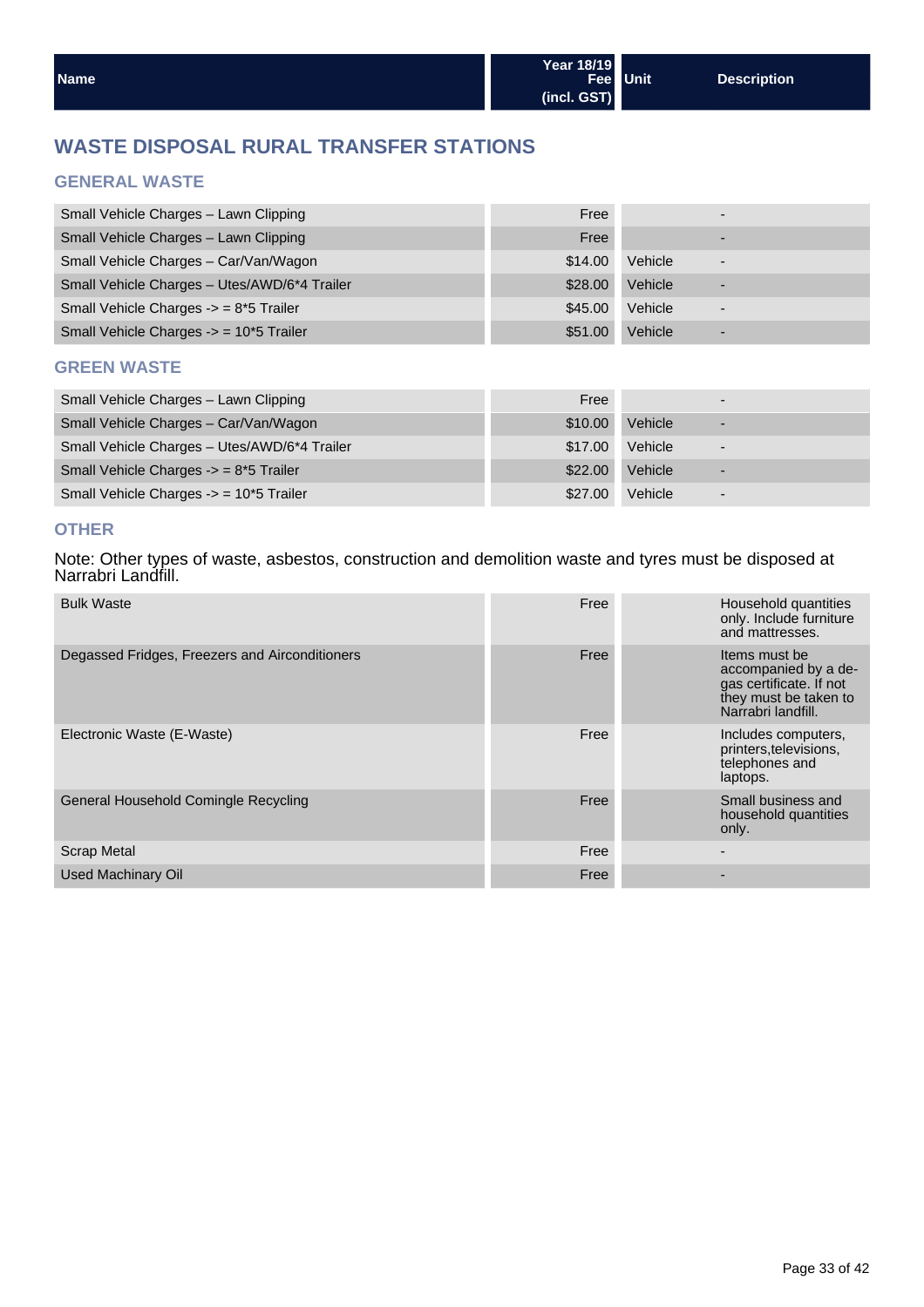| Name | Year 18/19 Fee (incl. GST) | Unit | Description |
|---|---|---|---|

## WASTE DISPOSAL RURAL TRANSFER STATIONS

### GENERAL WASTE

| Name | Year 18/19 Fee (incl. GST) | Unit | Description |
|---|---|---|---|
| Small Vehicle Charges – Lawn Clipping | Free | | - |
| Small Vehicle Charges – Lawn Clipping | Free | | - |
| Small Vehicle Charges – Car/Van/Wagon | $14.00 | Vehicle | - |
| Small Vehicle Charges – Utes/AWD/6*4 Trailer | $28.00 | Vehicle | - |
| Small Vehicle Charges -> = 8*5 Trailer | $45.00 | Vehicle | - |
| Small Vehicle Charges -> = 10*5 Trailer | $51.00 | Vehicle | - |

### GREEN WASTE

| Name | Year 18/19 Fee (incl. GST) | Unit | Description |
|---|---|---|---|
| Small Vehicle Charges – Lawn Clipping | Free | | - |
| Small Vehicle Charges – Car/Van/Wagon | $10.00 | Vehicle | - |
| Small Vehicle Charges – Utes/AWD/6*4 Trailer | $17.00 | Vehicle | - |
| Small Vehicle Charges -> = 8*5 Trailer | $22.00 | Vehicle | - |
| Small Vehicle Charges -> = 10*5 Trailer | $27.00 | Vehicle | - |

### OTHER

Note: Other types of waste, asbestos, construction and demolition waste and tyres must be disposed at Narrabri Landfill.

| Name | Year 18/19 Fee (incl. GST) | Unit | Description |
|---|---|---|---|
| Bulk Waste | Free | | Household quantities only. Include furniture and mattresses. |
| Degassed Fridges, Freezers and Airconditioners | Free | | Items must be accompanied by a de-gas certificate. If not they must be taken to Narrabri landfill. |
| Electronic Waste (E-Waste) | Free | | Includes computers, printers,televisions, telephones and laptops. |
| General Household Comingle Recycling | Free | | Small business and household quantities only. |
| Scrap Metal | Free | | - |
| Used Machinary Oil | Free | | - |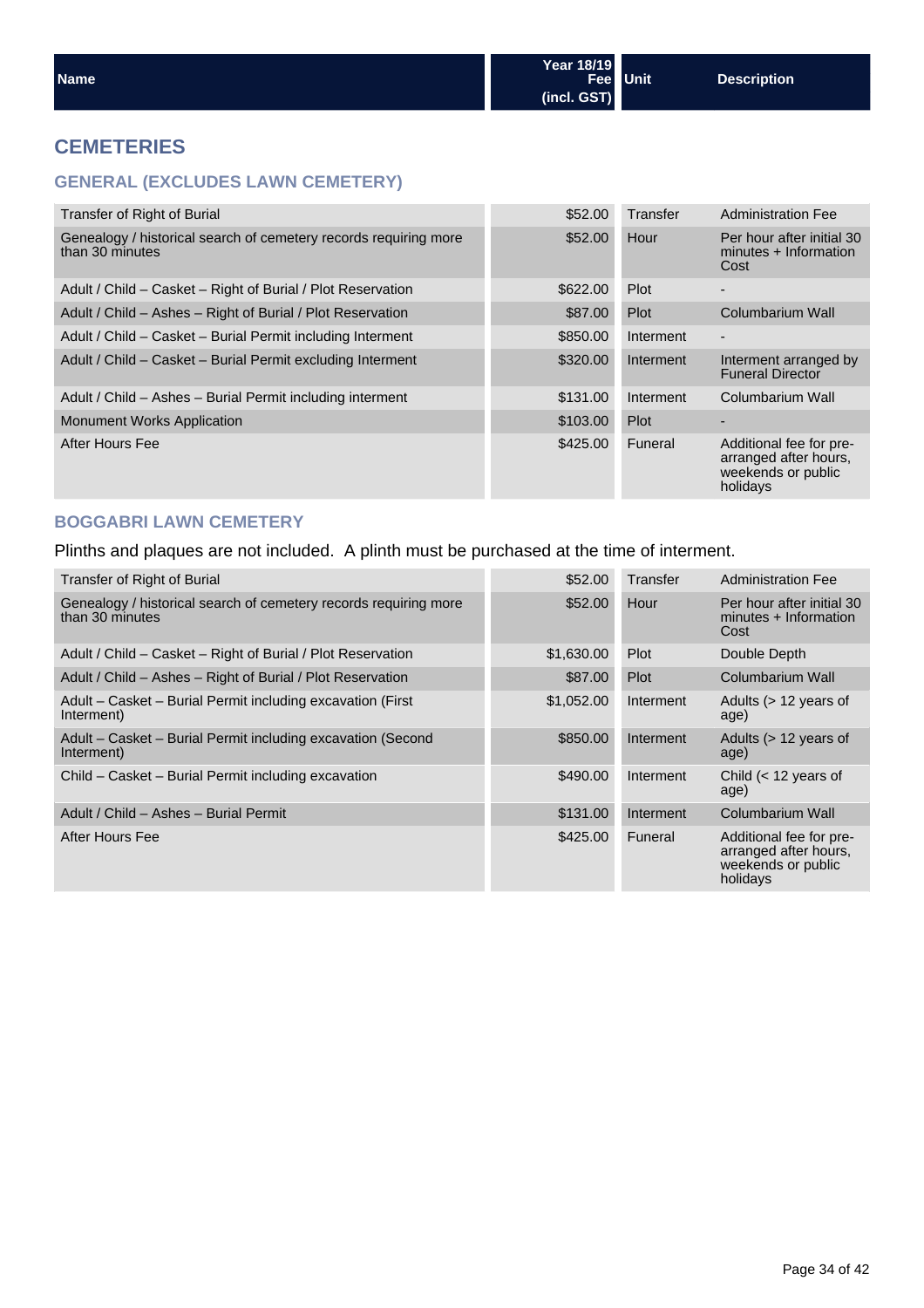| Name | Year 18/19 Fee (incl. GST) | Unit | Description |
|---|---|---|---|

## CEMETERIES

### GENERAL (EXCLUDES LAWN CEMETERY)

| Name | Year 18/19 Fee (incl. GST) | Unit | Description |
|---|---|---|---|
| Transfer of Right of Burial | $52.00 | Transfer | Administration Fee |
| Genealogy / historical search of cemetery records requiring more than 30 minutes | $52.00 | Hour | Per hour after initial 30 minutes + Information Cost |
| Adult / Child – Casket – Right of Burial / Plot Reservation | $622.00 | Plot | - |
| Adult / Child – Ashes – Right of Burial / Plot Reservation | $87.00 | Plot | Columbarium Wall |
| Adult / Child – Casket – Burial Permit including Interment | $850.00 | Interment | - |
| Adult / Child – Casket – Burial Permit excluding Interment | $320.00 | Interment | Interment arranged by Funeral Director |
| Adult / Child – Ashes – Burial Permit including interment | $131.00 | Interment | Columbarium Wall |
| Monument Works Application | $103.00 | Plot | - |
| After Hours Fee | $425.00 | Funeral | Additional fee for pre-arranged after hours, weekends or public holidays |

### BOGGABRI LAWN CEMETERY

Plinths and plaques are not included.  A plinth must be purchased at the time of interment.

| Name | Year 18/19 Fee (incl. GST) | Unit | Description |
|---|---|---|---|
| Transfer of Right of Burial | $52.00 | Transfer | Administration Fee |
| Genealogy / historical search of cemetery records requiring more than 30 minutes | $52.00 | Hour | Per hour after initial 30 minutes + Information Cost |
| Adult / Child – Casket – Right of Burial / Plot Reservation | $1,630.00 | Plot | Double Depth |
| Adult / Child – Ashes – Right of Burial / Plot Reservation | $87.00 | Plot | Columbarium Wall |
| Adult – Casket – Burial Permit including excavation (First Interment) | $1,052.00 | Interment | Adults (> 12 years of age) |
| Adult – Casket – Burial Permit including excavation (Second Interment) | $850.00 | Interment | Adults (> 12 years of age) |
| Child – Casket – Burial Permit including excavation | $490.00 | Interment | Child (< 12 years of age) |
| Adult / Child – Ashes – Burial Permit | $131.00 | Interment | Columbarium Wall |
| After Hours Fee | $425.00 | Funeral | Additional fee for pre-arranged after hours, weekends or public holidays |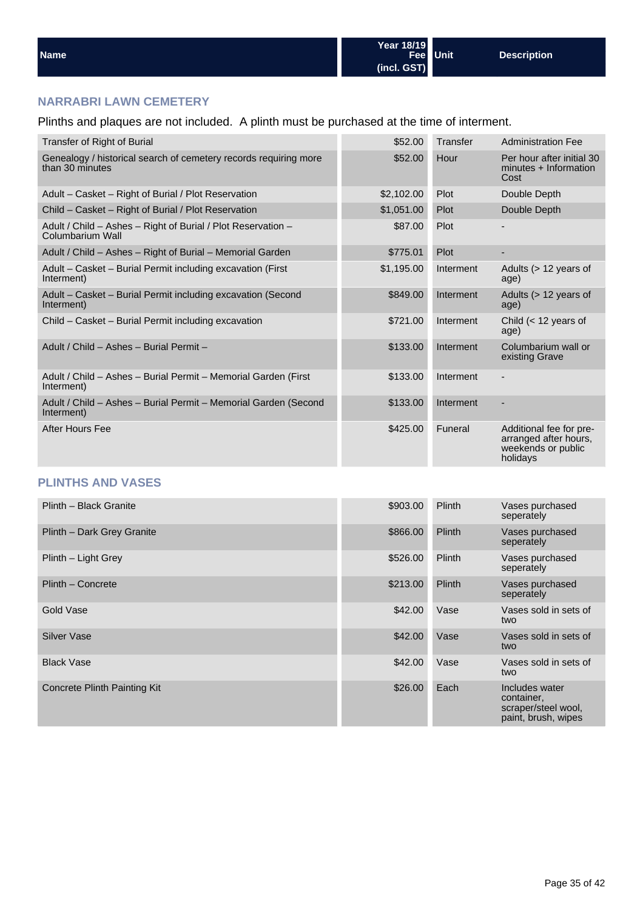| Name | Year 18/19 Fee (incl. GST) | Unit | Description |
|---|---|---|---|

## NARRABRI LAWN CEMETERY

Plinths and plaques are not included. A plinth must be purchased at the time of interment.

| Name | Year 18/19 Fee (incl. GST) | Unit | Description |
|---|---|---|---|
| Transfer of Right of Burial | $52.00 | Transfer | Administration Fee |
| Genealogy / historical search of cemetery records requiring more than 30 minutes | $52.00 | Hour | Per hour after initial 30 minutes + Information Cost |
| Adult – Casket – Right of Burial / Plot Reservation | $2,102.00 | Plot | Double Depth |
| Child – Casket – Right of Burial / Plot Reservation | $1,051.00 | Plot | Double Depth |
| Adult / Child – Ashes – Right of Burial / Plot Reservation – Columbarium Wall | $87.00 | Plot | - |
| Adult / Child – Ashes – Right of Burial – Memorial Garden | $775.01 | Plot | - |
| Adult – Casket – Burial Permit including excavation (First Interment) | $1,195.00 | Interment | Adults (> 12 years of age) |
| Adult – Casket – Burial Permit including excavation (Second Interment) | $849.00 | Interment | Adults (> 12 years of age) |
| Child – Casket – Burial Permit including excavation | $721.00 | Interment | Child (< 12 years of age) |
| Adult / Child – Ashes – Burial Permit – | $133.00 | Interment | Columbarium wall or existing Grave |
| Adult / Child – Ashes – Burial Permit – Memorial Garden (First Interment) | $133.00 | Interment | - |
| Adult / Child – Ashes – Burial Permit – Memorial Garden (Second Interment) | $133.00 | Interment | - |
| After Hours Fee | $425.00 | Funeral | Additional fee for pre-arranged after hours, weekends or public holidays |

## PLINTHS AND VASES

| Name | Year 18/19 Fee (incl. GST) | Unit | Description |
|---|---|---|---|
| Plinth – Black Granite | $903.00 | Plinth | Vases purchased seperately |
| Plinth – Dark Grey Granite | $866.00 | Plinth | Vases purchased seperately |
| Plinth – Light Grey | $526.00 | Plinth | Vases purchased seperately |
| Plinth – Concrete | $213.00 | Plinth | Vases purchased seperately |
| Gold Vase | $42.00 | Vase | Vases sold in sets of two |
| Silver Vase | $42.00 | Vase | Vases sold in sets of two |
| Black Vase | $42.00 | Vase | Vases sold in sets of two |
| Concrete Plinth Painting Kit | $26.00 | Each | Includes water container, scraper/steel wool, paint, brush, wipes |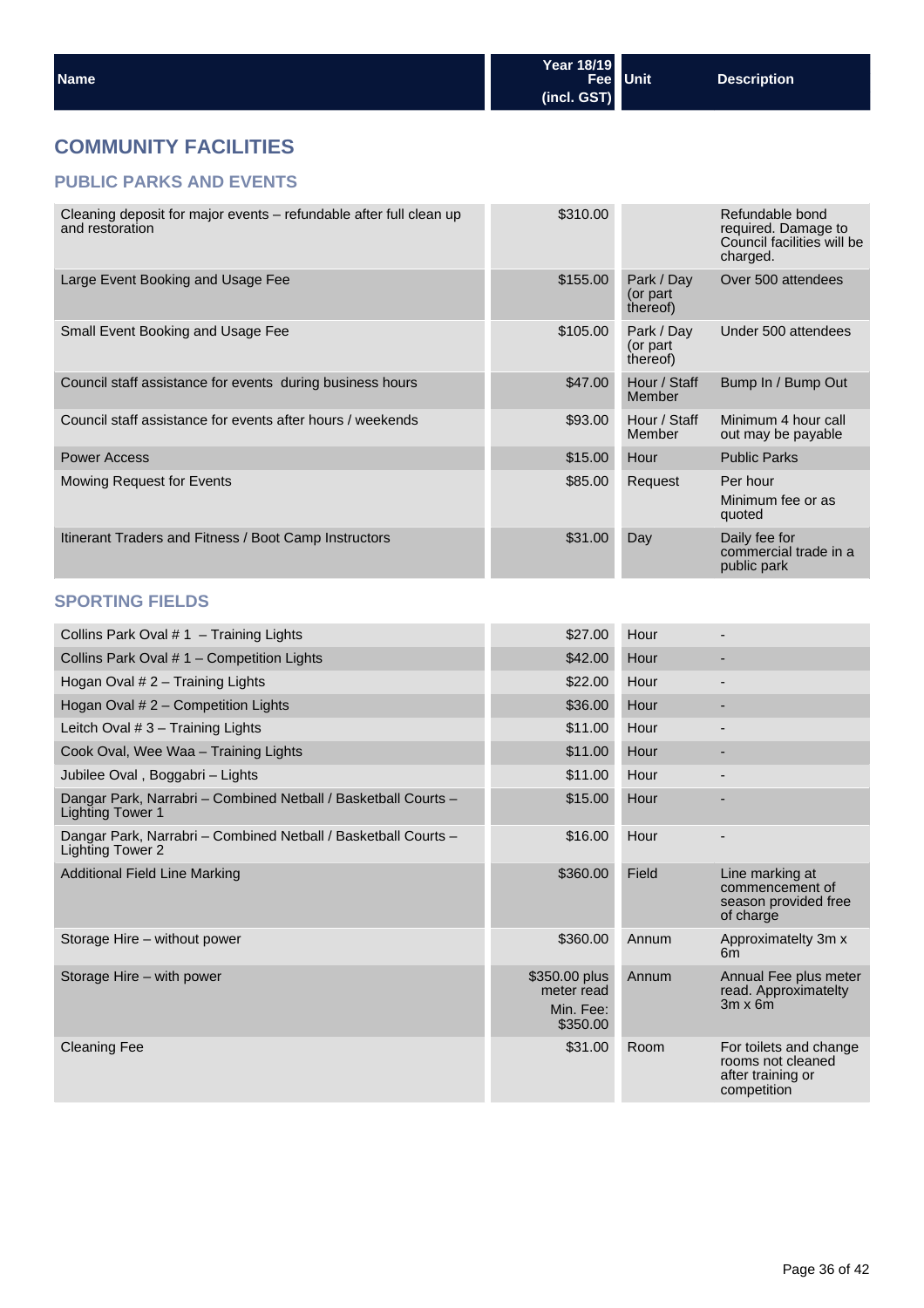| Name | Year 18/19 Fee (incl. GST) | Unit | Description |
|---|---|---|---|

# COMMUNITY FACILITIES

## PUBLIC PARKS AND EVENTS

| Name | Year 18/19 Fee (incl. GST) | Unit | Description |
|---|---|---|---|
| Cleaning deposit for major events – refundable after full clean up and restoration | $310.00 | | Refundable bond required. Damage to Council facilities will be charged. |
| Large Event Booking and Usage Fee | $155.00 | Park / Day (or part thereof) | Over 500 attendees |
| Small Event Booking and Usage Fee | $105.00 | Park / Day (or part thereof) | Under 500 attendees |
| Council staff assistance for events during business hours | $47.00 | Hour / Staff Member | Bump In / Bump Out |
| Council staff assistance for events after hours / weekends | $93.00 | Hour / Staff Member | Minimum 4 hour call out may be payable |
| Power Access | $15.00 | Hour | Public Parks |
| Mowing Request for Events | $85.00 | Request | Per hour<br>Minimum fee or as quoted |
| Itinerant Traders and Fitness / Boot Camp Instructors | $31.00 | Day | Daily fee for commercial trade in a public park |

## SPORTING FIELDS

| Name | Year 18/19 Fee (incl. GST) | Unit | Description |
|---|---|---|---|
| Collins Park Oval # 1 – Training Lights | $27.00 | Hour | - |
| Collins Park Oval # 1 – Competition Lights | $42.00 | Hour | - |
| Hogan Oval # 2 – Training Lights | $22.00 | Hour | - |
| Hogan Oval # 2 – Competition Lights | $36.00 | Hour | - |
| Leitch Oval # 3 – Training Lights | $11.00 | Hour | - |
| Cook Oval, Wee Waa – Training Lights | $11.00 | Hour | - |
| Jubilee Oval , Boggabri – Lights | $11.00 | Hour | - |
| Dangar Park, Narrabri – Combined Netball / Basketball Courts – Lighting Tower 1 | $15.00 | Hour | - |
| Dangar Park, Narrabri – Combined Netball / Basketball Courts – Lighting Tower 2 | $16.00 | Hour | - |
| Additional Field Line Marking | $360.00 | Field | Line marking at commencement of season provided free of charge |
| Storage Hire – without power | $360.00 | Annum | Approximatelty 3m x 6m |
| Storage Hire – with power | $350.00 plus meter read<br>Min. Fee: $350.00 | Annum | Annual Fee plus meter read. Approximatelty 3m x 6m |
| Cleaning Fee | $31.00 | Room | For toilets and change rooms not cleaned after training or competition |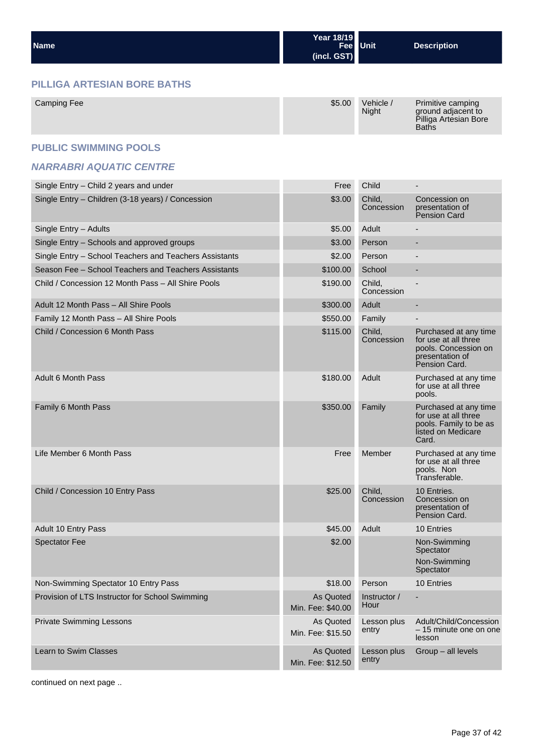| Name | Year 18/19 Fee (incl. GST) | Unit | Description |
|---|---|---|---|

## PILLIGA ARTESIAN BORE BATHS

| Name | Year 18/19 Fee (incl. GST) | Unit | Description |
|---|---|---|---|
| Camping Fee | $5.00 | Vehicle / Night | Primitive camping ground adjacent to Pilliga Artesian Bore Baths |

## PUBLIC SWIMMING POOLS

### *NARRABRI AQUATIC CENTRE*

| Name | Year 18/19 Fee (incl. GST) | Unit | Description |
|---|---|---|---|
| Single Entry – Child 2 years and under | Free | Child | - |
| Single Entry – Children (3-18 years) / Concession | $3.00 | Child, Concession | Concession on presentation of Pension Card |
| Single Entry – Adults | $5.00 | Adult | - |
| Single Entry – Schools and approved groups | $3.00 | Person | - |
| Single Entry – School Teachers and Teachers Assistants | $2.00 | Person | - |
| Season Fee – School Teachers and Teachers Assistants | $100.00 | School | - |
| Child / Concession 12 Month Pass – All Shire Pools | $190.00 | Child, Concession | - |
| Adult 12 Month Pass – All Shire Pools | $300.00 | Adult | - |
| Family 12 Month Pass – All Shire Pools | $550.00 | Family | - |
| Child / Concession 6 Month Pass | $115.00 | Child, Concession | Purchased at any time for use at all three pools. Concession on presentation of Pension Card. |
| Adult 6 Month Pass | $180.00 | Adult | Purchased at any time for use at all three pools. |
| Family 6 Month Pass | $350.00 | Family | Purchased at any time for use at all three pools. Family to be as listed on Medicare Card. |
| Life Member 6 Month Pass | Free | Member | Purchased at any time for use at all three pools. Non Transferable. |
| Child / Concession 10 Entry Pass | $25.00 | Child, Concession | 10 Entries. Concession on presentation of Pension Card. |
| Adult 10 Entry Pass | $45.00 | Adult | 10 Entries |
| Spectator Fee | $2.00 | | Non-Swimming Spectator<br>Non-Swimming Spectator |
| Non-Swimming Spectator 10 Entry Pass | $18.00 | Person | 10 Entries |
| Provision of LTS Instructor for School Swimming | As Quoted<br>Min. Fee: $40.00 | Instructor / Hour | - |
| Private Swimming Lessons | As Quoted<br>Min. Fee: $15.50 | Lesson plus entry | Adult/Child/Concession – 15 minute one on one lesson |
| Learn to Swim Classes | As Quoted<br>Min. Fee: $12.50 | Lesson plus entry | Group – all levels |

continued on next page ..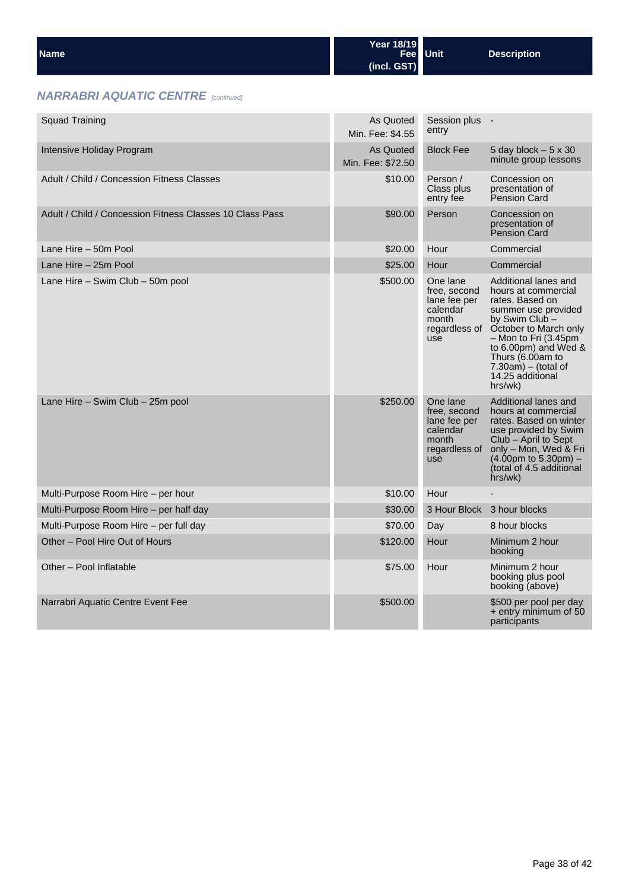| Name | Year 18/19 Fee (incl. GST) | Unit | Description |
|---|---|---|---|

### *NARRABRI AQUATIC CENTRE [continued]*

| Name | Year 18/19 Fee (incl. GST) | Unit | Description |
|---|---|---|---|
| Squad Training | As Quoted Min. Fee: $4.55 | Session plus entry | - |
| Intensive Holiday Program | As Quoted Min. Fee: $72.50 | Block Fee | 5 day block – 5 x 30 minute group lessons |
| Adult / Child / Concession Fitness Classes | $10.00 | Person / Class plus entry fee | Concession on presentation of Pension Card |
| Adult / Child / Concession Fitness Classes 10 Class Pass | $90.00 | Person | Concession on presentation of Pension Card |
| Lane Hire – 50m Pool | $20.00 | Hour | Commercial |
| Lane Hire – 25m Pool | $25.00 | Hour | Commercial |
| Lane Hire – Swim Club – 50m pool | $500.00 | One lane free, second lane fee per calendar month regardless of use | Additional lanes and hours at commercial rates. Based on summer use provided by Swim Club – October to March only – Mon to Fri (3.45pm to 6.00pm) and Wed & Thurs (6.00am to 7.30am) – (total of 14.25 additional hrs/wk) |
| Lane Hire – Swim Club – 25m pool | $250.00 | One lane free, second lane fee per calendar month regardless of use | Additional lanes and hours at commercial rates. Based on winter use provided by Swim Club – April to Sept only – Mon, Wed & Fri (4.00pm to 5.30pm) – (total of 4.5 additional hrs/wk) |
| Multi-Purpose Room Hire – per hour | $10.00 | Hour | - |
| Multi-Purpose Room Hire – per half day | $30.00 | 3 Hour Block | 3 hour blocks |
| Multi-Purpose Room Hire – per full day | $70.00 | Day | 8 hour blocks |
| Other – Pool Hire Out of Hours | $120.00 | Hour | Minimum 2 hour booking |
| Other – Pool Inflatable | $75.00 | Hour | Minimum 2 hour booking plus pool booking (above) |
| Narrabri Aquatic Centre Event Fee | $500.00 | | $500 per pool per day + entry minimum of 50 participants |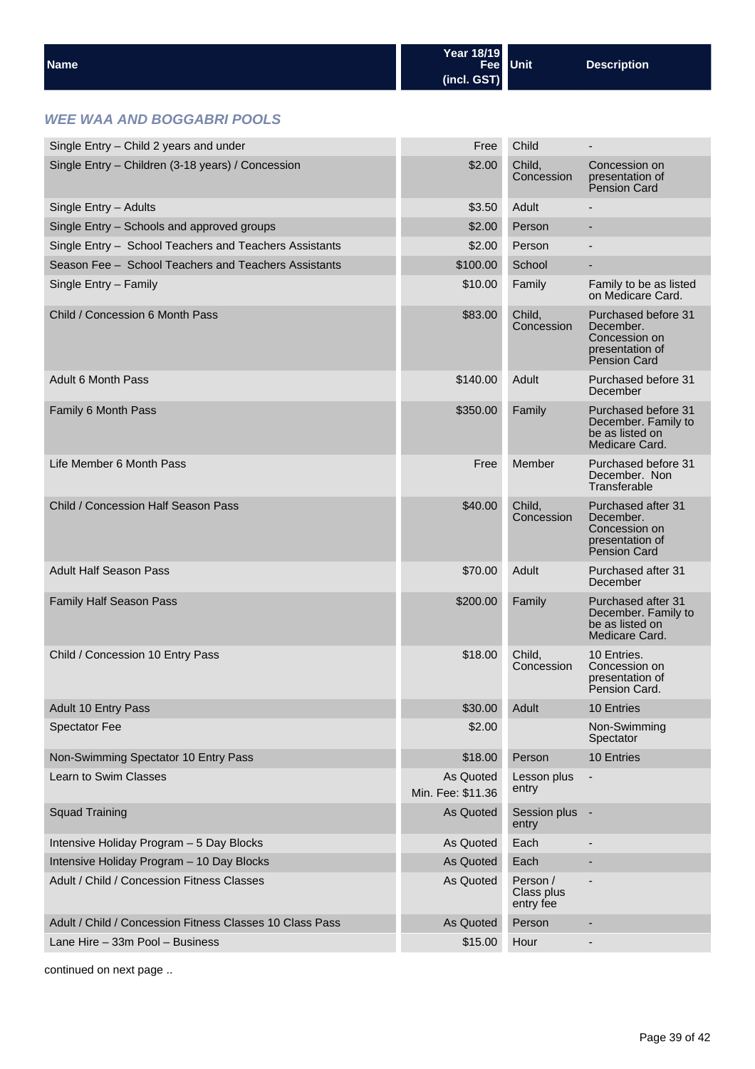| Name | Year 18/19 Fee (incl. GST) | Unit | Description |
|---|---|---|---|

### *WEE WAA AND BOGGABRI POOLS*

| Name | Year 18/19 Fee (incl. GST) | Unit | Description |
|---|---|---|---|
| Single Entry – Child 2 years and under | Free | Child | - |
| Single Entry – Children (3-18 years) / Concession | $2.00 | Child, Concession | Concession on presentation of Pension Card |
| Single Entry – Adults | $3.50 | Adult | - |
| Single Entry – Schools and approved groups | $2.00 | Person | - |
| Single Entry – School Teachers and Teachers Assistants | $2.00 | Person | - |
| Season Fee – School Teachers and Teachers Assistants | $100.00 | School | - |
| Single Entry – Family | $10.00 | Family | Family to be as listed on Medicare Card. |
| Child / Concession 6 Month Pass | $83.00 | Child, Concession | Purchased before 31 December. Concession on presentation of Pension Card |
| Adult 6 Month Pass | $140.00 | Adult | Purchased before 31 December |
| Family 6 Month Pass | $350.00 | Family | Purchased before 31 December. Family to be as listed on Medicare Card. |
| Life Member 6 Month Pass | Free | Member | Purchased before 31 December. Non Transferable |
| Child / Concession Half Season Pass | $40.00 | Child, Concession | Purchased after 31 December. Concession on presentation of Pension Card |
| Adult Half Season Pass | $70.00 | Adult | Purchased after 31 December |
| Family Half Season Pass | $200.00 | Family | Purchased after 31 December. Family to be as listed on Medicare Card. |
| Child / Concession 10 Entry Pass | $18.00 | Child, Concession | 10 Entries. Concession on presentation of Pension Card. |
| Adult 10 Entry Pass | $30.00 | Adult | 10 Entries |
| Spectator Fee | $2.00 | | Non-Swimming Spectator |
| Non-Swimming Spectator 10 Entry Pass | $18.00 | Person | 10 Entries |
| Learn to Swim Classes | As Quoted Min. Fee: $11.36 | Lesson plus entry | - |
| Squad Training | As Quoted | Session plus entry | - |
| Intensive Holiday Program – 5 Day Blocks | As Quoted | Each | - |
| Intensive Holiday Program – 10 Day Blocks | As Quoted | Each | - |
| Adult / Child / Concession Fitness Classes | As Quoted | Person / Class plus entry fee | - |
| Adult / Child / Concession Fitness Classes 10 Class Pass | As Quoted | Person | - |
| Lane Hire – 33m Pool – Business | $15.00 | Hour | - |

continued on next page ..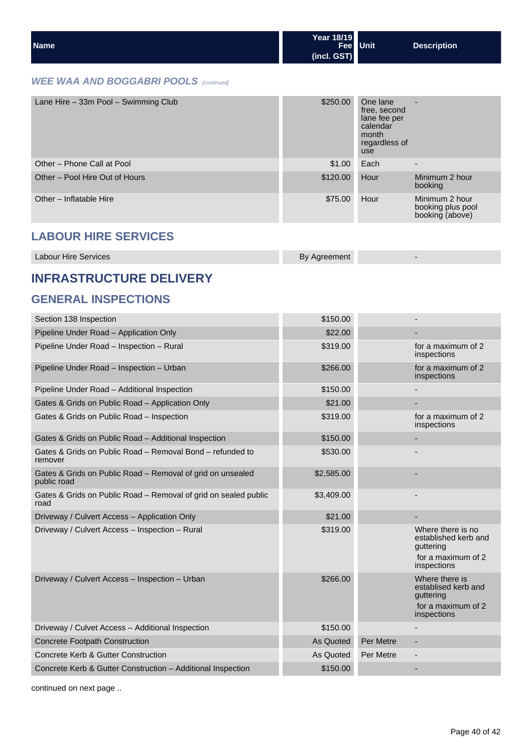| Name | Year 18/19 Fee (incl. GST) | Unit | Description |
|---|---|---|---|

### WEE WAA AND BOGGABRI POOLS *[continued]*

| Name | Year 18/19 Fee (incl. GST) | Unit | Description |
|---|---|---|---|
| Lane Hire – 33m Pool – Swimming Club | $250.00 | One lane free, second lane fee per calendar month regardless of use | - |
| Other – Phone Call at Pool | $1.00 | Each | - |
| Other – Pool Hire Out of Hours | $120.00 | Hour | Minimum 2 hour booking |
| Other – Inflatable Hire | $75.00 | Hour | Minimum 2 hour booking plus pool booking (above) |

## LABOUR HIRE SERVICES

| Name | Year 18/19 Fee (incl. GST) | Unit | Description |
|---|---|---|---|
| Labour Hire Services | By Agreement | | - |

# INFRASTRUCTURE DELIVERY

## GENERAL INSPECTIONS

| Name | Year 18/19 Fee (incl. GST) | Unit | Description |
|---|---|---|---|
| Section 138 Inspection | $150.00 | | - |
| Pipeline Under Road – Application Only | $22.00 | | - |
| Pipeline Under Road – Inspection – Rural | $319.00 | | for a maximum of 2 inspections |
| Pipeline Under Road – Inspection – Urban | $266.00 | | for a maximum of 2 inspections |
| Pipeline Under Road – Additional Inspection | $150.00 | | - |
| Gates & Grids on Public Road – Application Only | $21.00 | | - |
| Gates & Grids on Public Road – Inspection | $319.00 | | for a maximum of 2 inspections |
| Gates & Grids on Public Road – Additional Inspection | $150.00 | | - |
| Gates & Grids on Public Road – Removal Bond – refunded to remover | $530.00 | | - |
| Gates & Grids on Public Road – Removal of grid on unsealed public road | $2,585.00 | | - |
| Gates & Grids on Public Road – Removal of grid on sealed public road | $3,409.00 | | - |
| Driveway / Culvert Access – Application Only | $21.00 | | - |
| Driveway / Culvert Access – Inspection – Rural | $319.00 | | Where there is no established kerb and guttering for a maximum of 2 inspections |
| Driveway / Culvert Access – Inspection – Urban | $266.00 | | Where there is establised kerb and guttering for a maximum of 2 inspections |
| Driveway / Culvet Access – Additional Inspection | $150.00 | | - |
| Concrete Footpath Construction | As Quoted | Per Metre | - |
| Concrete Kerb & Gutter Construction | As Quoted | Per Metre | - |
| Concrete Kerb & Gutter Construction – Additional Inspection | $150.00 | | - |

continued on next page ..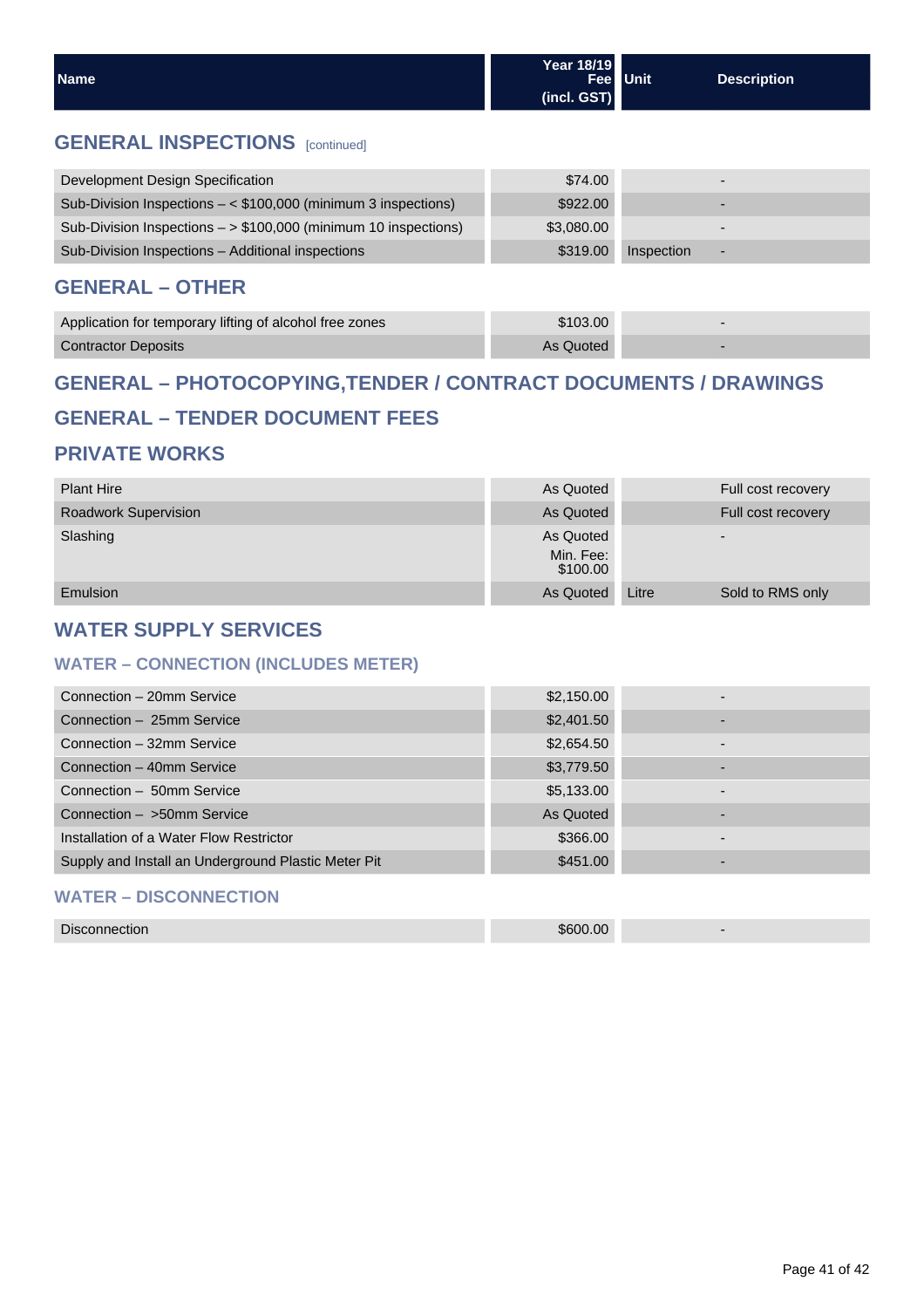| Name | Year 18/19 Fee (incl. GST) | Unit | Description |
|---|---|---|---|

## GENERAL INSPECTIONS [continued]

| Name | Year 18/19 Fee (incl. GST) | Unit | Description |
|---|---|---|---|
| Development Design Specification | $74.00 | | - |
| Sub-Division Inspections – < $100,000 (minimum 3 inspections) | $922.00 | | - |
| Sub-Division Inspections – > $100,000 (minimum 10 inspections) | $3,080.00 | | - |
| Sub-Division Inspections – Additional inspections | $319.00 | Inspection | - |

## GENERAL – OTHER

| Name | Year 18/19 Fee (incl. GST) | Unit | Description |
|---|---|---|---|
| Application for temporary lifting of alcohol free zones | $103.00 | | - |
| Contractor Deposits | As Quoted | | - |

## GENERAL – PHOTOCOPYING,TENDER / CONTRACT DOCUMENTS / DRAWINGS

## GENERAL – TENDER DOCUMENT FEES

## PRIVATE WORKS

| Name | Year 18/19 Fee (incl. GST) | Unit | Description |
|---|---|---|---|
| Plant Hire | As Quoted | | Full cost recovery |
| Roadwork Supervision | As Quoted | | Full cost recovery |
| Slashing | As Quoted Min. Fee: $100.00 | | - |
| Emulsion | As Quoted | Litre | Sold to RMS only |

## WATER SUPPLY SERVICES

### WATER – CONNECTION (INCLUDES METER)

| Name | Year 18/19 Fee (incl. GST) | Unit | Description |
|---|---|---|---|
| Connection – 20mm Service | $2,150.00 | | - |
| Connection – 25mm Service | $2,401.50 | | - |
| Connection – 32mm Service | $2,654.50 | | - |
| Connection – 40mm Service | $3,779.50 | | - |
| Connection – 50mm Service | $5,133.00 | | - |
| Connection – >50mm Service | As Quoted | | - |
| Installation of a Water Flow Restrictor | $366.00 | | - |
| Supply and Install an Underground Plastic Meter Pit | $451.00 | | - |

### WATER – DISCONNECTION

| Name | Year 18/19 Fee (incl. GST) | Unit | Description |
|---|---|---|---|
| Disconnection | $600.00 | | - |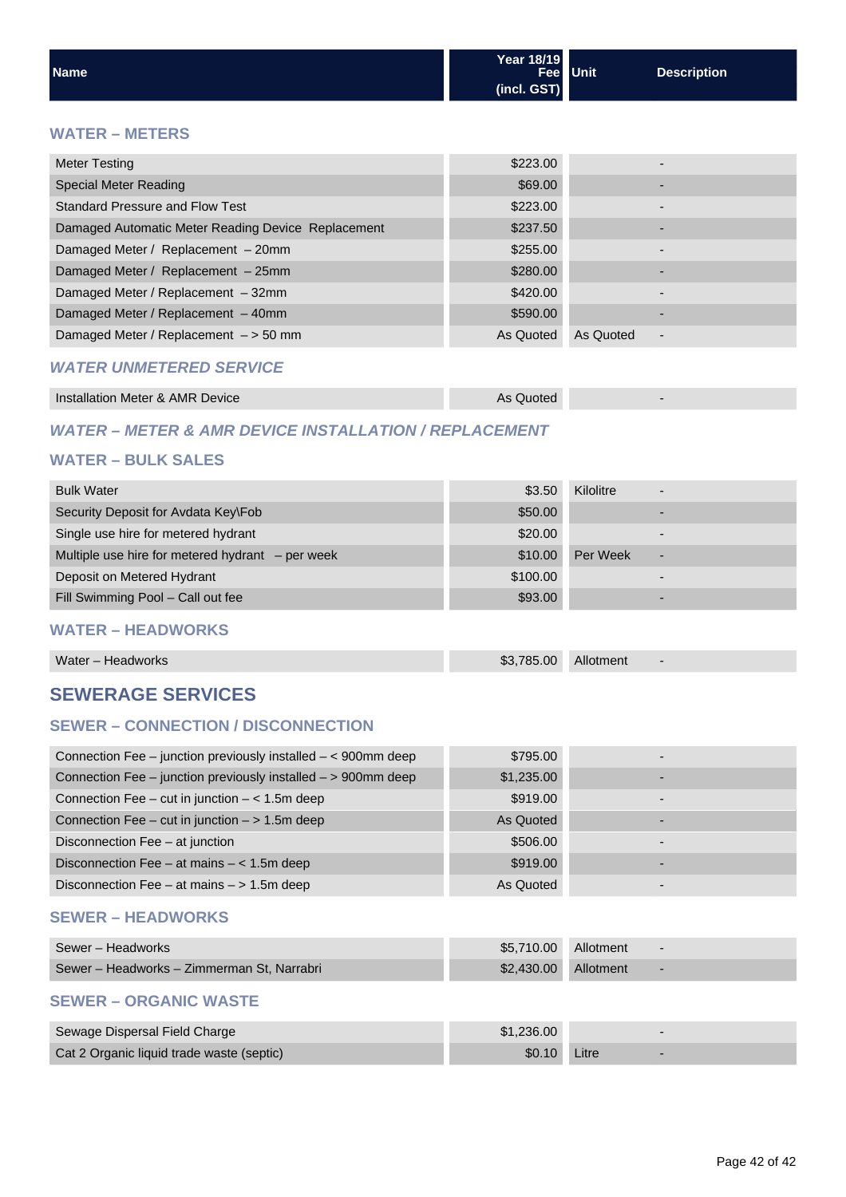| Name | Year 18/19 Fee (incl. GST) | Unit | Description |
|---|---|---|---|

### WATER – METERS

| | | | |
|---|---|---|---|
| Meter Testing | $223.00 | | - |
| Special Meter Reading | $69.00 | | - |
| Standard Pressure and Flow Test | $223.00 | | - |
| Damaged Automatic Meter Reading Device Replacement | $237.50 | | - |
| Damaged Meter / Replacement – 20mm | $255.00 | | - |
| Damaged Meter / Replacement – 25mm | $280.00 | | - |
| Damaged Meter / Replacement – 32mm | $420.00 | | - |
| Damaged Meter / Replacement – 40mm | $590.00 | | - |
| Damaged Meter / Replacement – > 50 mm | As Quoted | As Quoted | - |

### *WATER UNMETERED SERVICE*

| | | | |
|---|---|---|---|
| Installation Meter & AMR Device | As Quoted | | - |

### *WATER – METER & AMR DEVICE INSTALLATION / REPLACEMENT*

### WATER – BULK SALES

| | | | |
|---|---|---|---|
| Bulk Water | $3.50 | Kilolitre | - |
| Security Deposit for Avdata Key\Fob | $50.00 | | - |
| Single use hire for metered hydrant | $20.00 | | - |
| Multiple use hire for metered hydrant – per week | $10.00 | Per Week | - |
| Deposit on Metered Hydrant | $100.00 | | - |
| Fill Swimming Pool – Call out fee | $93.00 | | - |

### WATER – HEADWORKS

| | | | |
|---|---|---|---|
| Water – Headworks | $3,785.00 | Allotment | - |

## SEWERAGE SERVICES

### SEWER – CONNECTION / DISCONNECTION

| | | | |
|---|---|---|---|
| Connection Fee – junction previously installed – < 900mm deep | $795.00 | | - |
| Connection Fee – junction previously installed – > 900mm deep | $1,235.00 | | - |
| Connection Fee – cut in junction – < 1.5m deep | $919.00 | | - |
| Connection Fee – cut in junction – > 1.5m deep | As Quoted | | - |
| Disconnection Fee – at junction | $506.00 | | - |
| Disconnection Fee – at mains – < 1.5m deep | $919.00 | | - |
| Disconnection Fee – at mains – > 1.5m deep | As Quoted | | - |

### SEWER – HEADWORKS

| | | | |
|---|---|---|---|
| Sewer – Headworks | $5,710.00 | Allotment | - |
| Sewer – Headworks – Zimmerman St, Narrabri | $2,430.00 | Allotment | - |

### SEWER – ORGANIC WASTE

| | | | |
|---|---|---|---|
| Sewage Dispersal Field Charge | $1,236.00 | | - |
| Cat 2 Organic liquid trade waste (septic) | $0.10 | Litre | - |